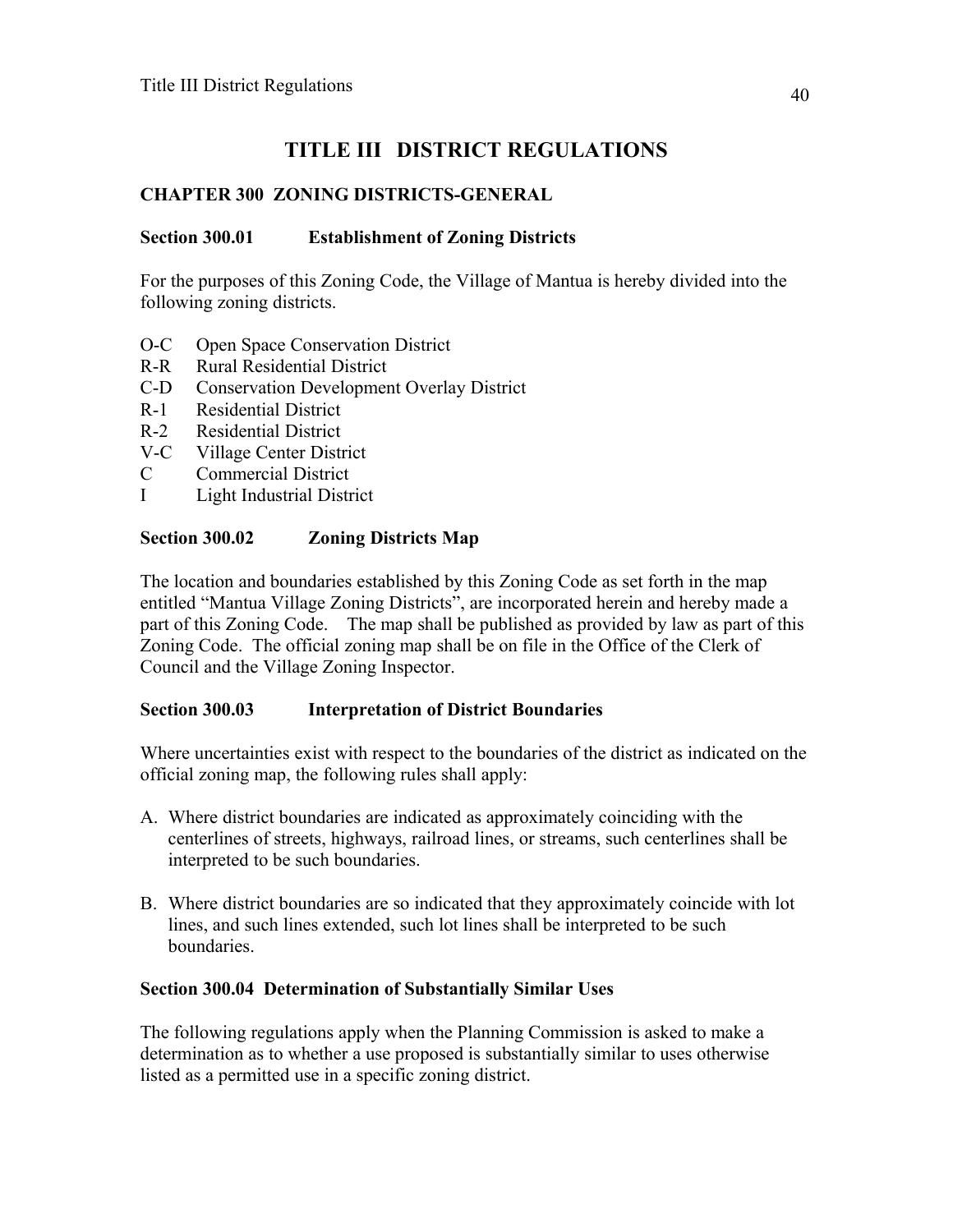# TITLE III DISTRICT REGULATIONS

## CHAPTER 300 ZONING DISTRICTS-GENERAL

### Section 300.01 Establishment of Zoning Districts

For the purposes of this Zoning Code, the Village of Mantua is hereby divided into the following zoning districts.

- O-C Open Space Conservation District
- R-R Rural Residential District
- C-D Conservation Development Overlay District
- R-1 Residential District
- R-2 Residential District
- V-C Village Center District
- C Commercial District
- I Light Industrial District

### Section 300.02 Zoning Districts Map

The location and boundaries established by this Zoning Code as set forth in the map entitled "Mantua Village Zoning Districts", are incorporated herein and hereby made a part of this Zoning Code. The map shall be published as provided by law as part of this Zoning Code. The official zoning map shall be on file in the Office of the Clerk of Council and the Village Zoning Inspector.

### Section 300.03 Interpretation of District Boundaries

Where uncertainties exist with respect to the boundaries of the district as indicated on the official zoning map, the following rules shall apply:

A. Where district boundaries are indicated as approximately coinciding with the centerlines of streets, highways, railroad lines, or streams, such centerlines shall be interpreted to be such boundaries.

B. Where district boundaries are so indicated that they approximately coincide with lot lines, and such lines extended, such lot lines shall be interpreted to be such boundaries.

### Section 300.04 Determination of Substantially Similar Uses

The following regulations apply when the Planning Commission is asked to make a determination as to whether a use proposed is substantially similar to uses otherwise listed as a permitted use in a specific zoning district.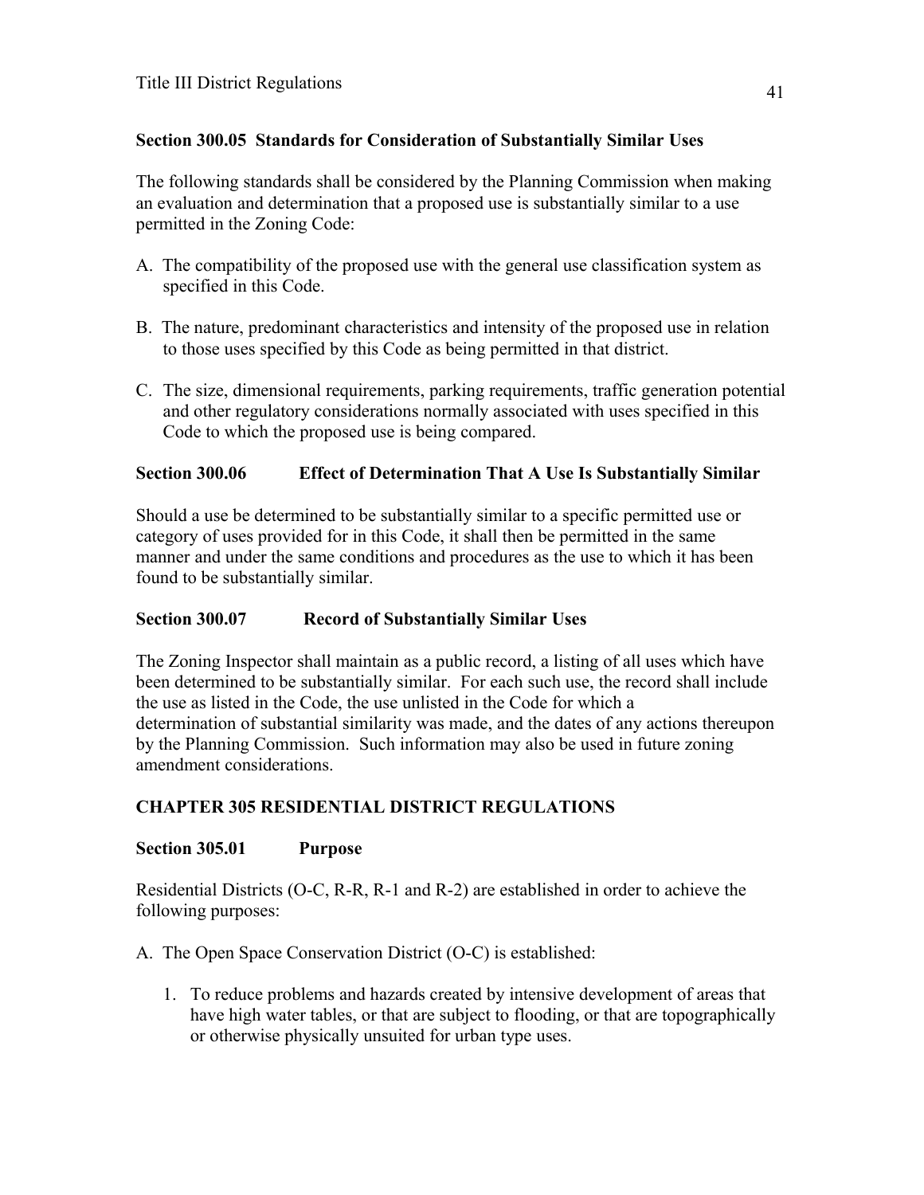### Section 300.05 Standards for Consideration of Substantially Similar Uses

The following standards shall be considered by the Planning Commission when making an evaluation and determination that a proposed use is substantially similar to a use permitted in the Zoning Code:

A. The compatibility of the proposed use with the general use classification system as specified in this Code.

B. The nature, predominant characteristics and intensity of the proposed use in relation to those uses specified by this Code as being permitted in that district.

C. The size, dimensional requirements, parking requirements, traffic generation potential and other regulatory considerations normally associated with uses specified in this Code to which the proposed use is being compared.

### Section 300.06 Effect of Determination That A Use Is Substantially Similar

Should a use be determined to be substantially similar to a specific permitted use or category of uses provided for in this Code, it shall then be permitted in the same manner and under the same conditions and procedures as the use to which it has been found to be substantially similar.

### Section 300.07 Record of Substantially Similar Uses

The Zoning Inspector shall maintain as a public record, a listing of all uses which have been determined to be substantially similar. For each such use, the record shall include the use as listed in the Code, the use unlisted in the Code for which a determination of substantial similarity was made, and the dates of any actions thereupon by the Planning Commission. Such information may also be used in future zoning amendment considerations.

## CHAPTER 305 RESIDENTIAL DISTRICT REGULATIONS

### Section 305.01 Purpose

Residential Districts (O-C, R-R, R-1 and R-2) are established in order to achieve the following purposes:

A. The Open Space Conservation District (O-C) is established:

1. To reduce problems and hazards created by intensive development of areas that have high water tables, or that are subject to flooding, or that are topographically or otherwise physically unsuited for urban type uses.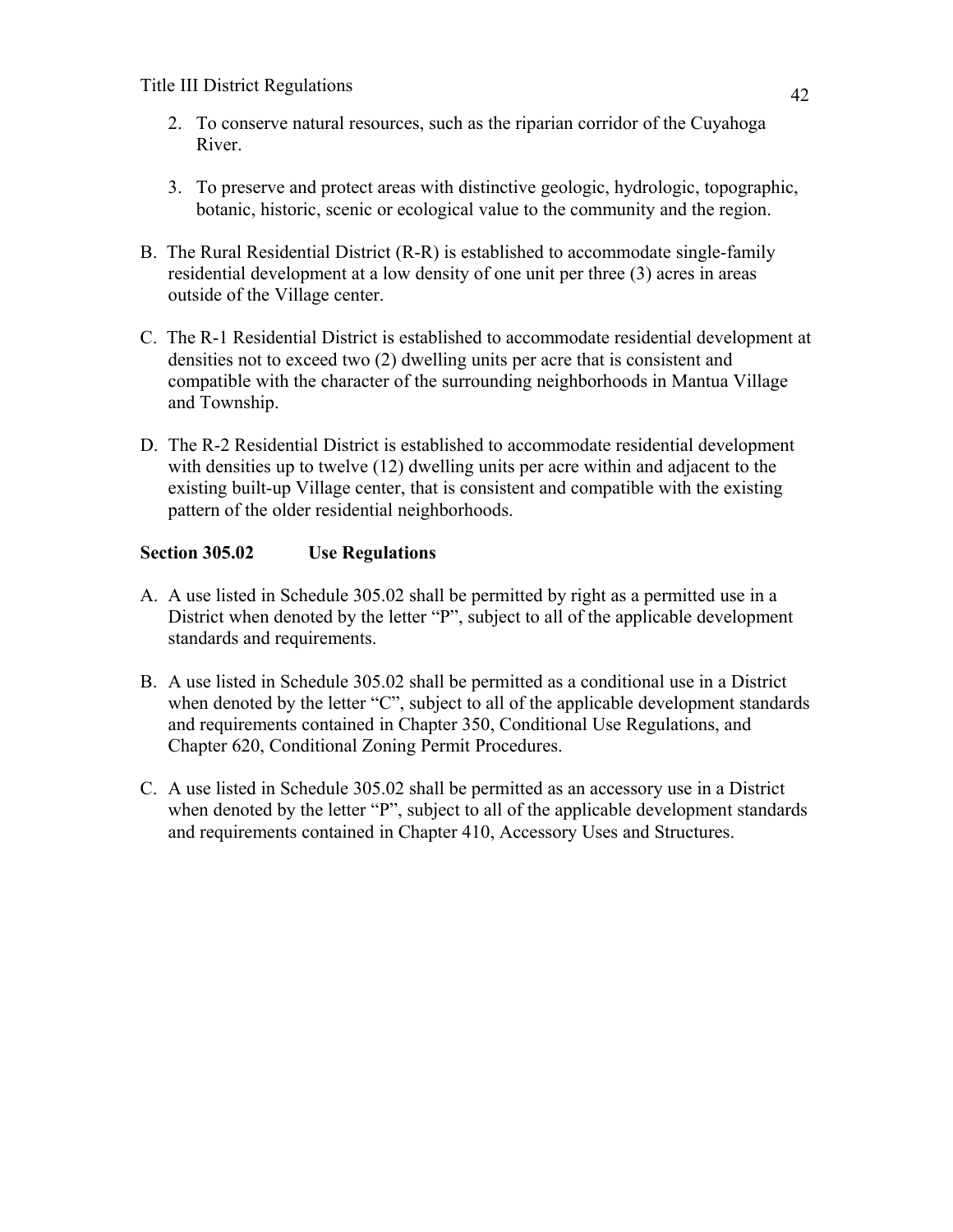2. To conserve natural resources, such as the riparian corridor of the Cuyahoga River.

3. To preserve and protect areas with distinctive geologic, hydrologic, topographic, botanic, historic, scenic or ecological value to the community and the region.

B. The Rural Residential District (R-R) is established to accommodate single-family residential development at a low density of one unit per three (3) acres in areas outside of the Village center.

C. The R-1 Residential District is established to accommodate residential development at densities not to exceed two (2) dwelling units per acre that is consistent and compatible with the character of the surrounding neighborhoods in Mantua Village and Township.

D. The R-2 Residential District is established to accommodate residential development with densities up to twelve (12) dwelling units per acre within and adjacent to the existing built-up Village center, that is consistent and compatible with the existing pattern of the older residential neighborhoods.

**Section 305.02 Use Regulations**

A. A use listed in Schedule 305.02 shall be permitted by right as a permitted use in a District when denoted by the letter "P", subject to all of the applicable development standards and requirements.

B. A use listed in Schedule 305.02 shall be permitted as a conditional use in a District when denoted by the letter "C", subject to all of the applicable development standards and requirements contained in Chapter 350, Conditional Use Regulations, and Chapter 620, Conditional Zoning Permit Procedures.

C. A use listed in Schedule 305.02 shall be permitted as an accessory use in a District when denoted by the letter "P", subject to all of the applicable development standards and requirements contained in Chapter 410, Accessory Uses and Structures.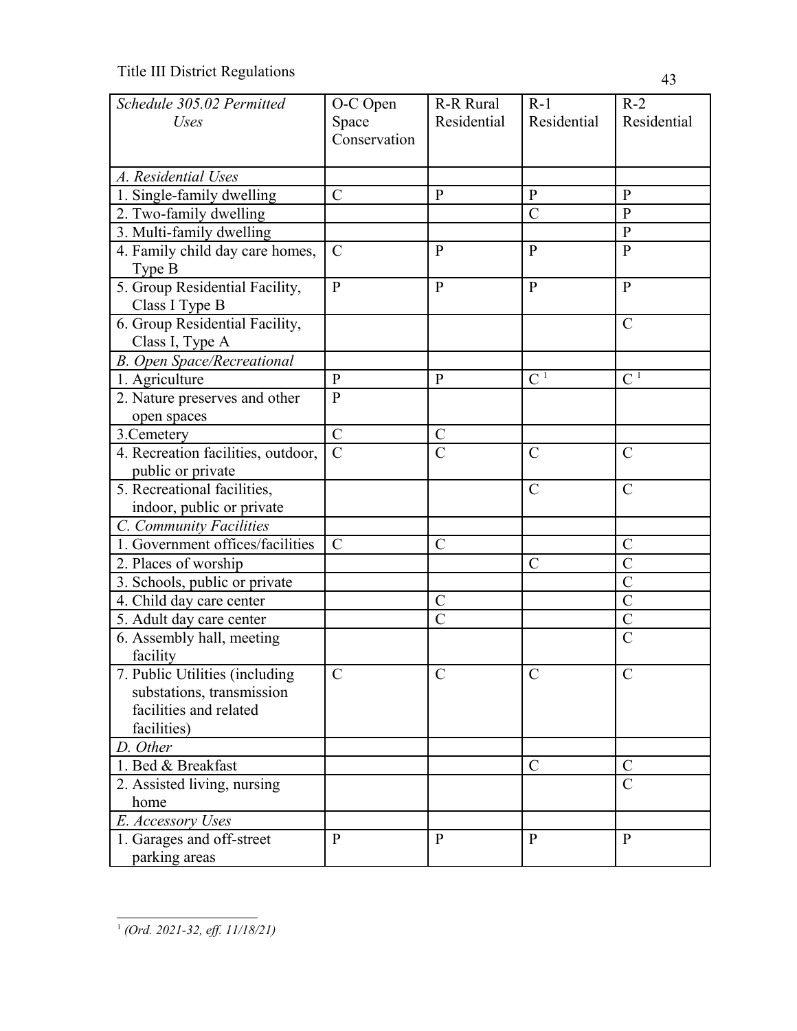| *Schedule 305.02 Permitted Uses* | O-C Open Space Conservation | R-R Rural Residential | R-1 Residential | R-2 Residential |
|---|---|---|---|---|
| *A. Residential Uses* | | | | |
| 1. Single-family dwelling | C | P | P | P |
| 2. Two-family dwelling | | | C | P |
| 3. Multi-family dwelling | | | | P |
| 4. Family child day care homes, Type B | C | P | P | P |
| 5. Group Residential Facility, Class I Type B | P | P | P | P |
| 6. Group Residential Facility, Class I, Type A | | | | C |
| *B. Open Space/Recreational* | | | | |
| 1. Agriculture | P | P | C [1] | C [1] |
| 2. Nature preserves and other open spaces | P | | | |
| 3.Cemetery | C | C | | |
| 4. Recreation facilities, outdoor, public or private | C | C | C | C |
| 5. Recreational facilities, indoor, public or private | | | C | C |
| *C. Community Facilities* | | | | |
| 1. Government offices/facilities | C | C | | C |
| 2. Places of worship | | | C | C |
| 3. Schools, public or private | | | | C |
| 4. Child day care center | | C | | C |
| 5. Adult day care center | | C | | C |
| 6. Assembly hall, meeting facility | | | | C |
| 7. Public Utilities (including substations, transmission facilities and related facilities) | C | C | C | C |
| *D. Other* | | | | |
| 1. Bed & Breakfast | | | C | C |
| 2. Assisted living, nursing home | | | | C |
| *E. Accessory Uses* | | | | |
| 1. Garages and off-street parking areas | P | P | P | P |

[1] *(Ord. 2021-32, eff. 11/18/21)*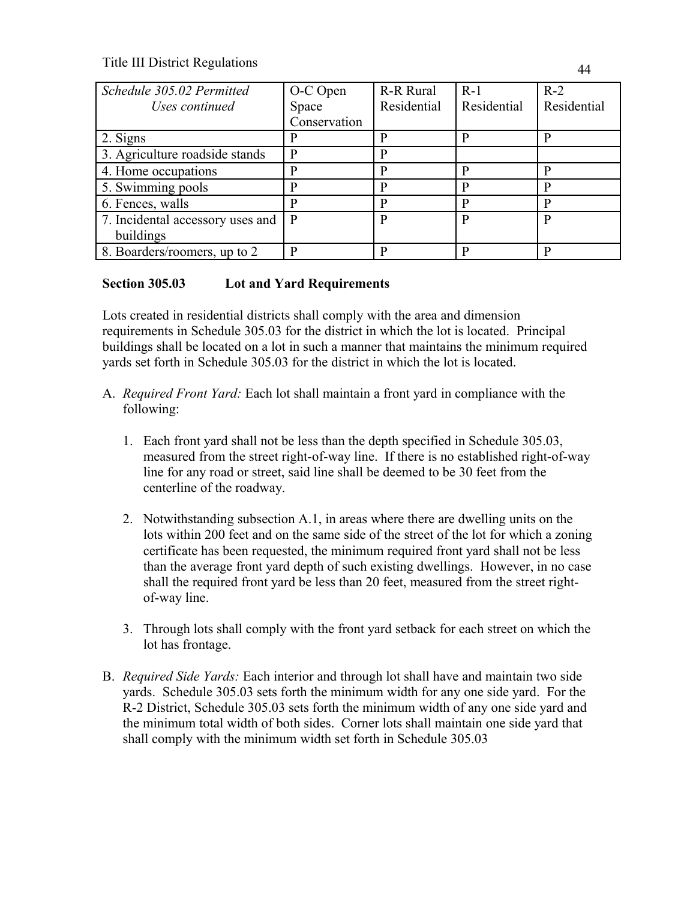| Schedule 305.02 Permitted Uses continued | O-C Open Space Conservation | R-R Rural Residential | R-1 Residential | R-2 Residential |
|---|---|---|---|---|
| 2. Signs | P | P | P | P |
| 3. Agriculture roadside stands | P | P | | |
| 4. Home occupations | P | P | P | P |
| 5. Swimming pools | P | P | P | P |
| 6. Fences, walls | P | P | P | P |
| 7. Incidental accessory uses and buildings | P | P | P | P |
| 8. Boarders/roomers, up to 2 | P | P | P | P |

**Section 305.03 Lot and Yard Requirements**

Lots created in residential districts shall comply with the area and dimension requirements in Schedule 305.03 for the district in which the lot is located. Principal buildings shall be located on a lot in such a manner that maintains the minimum required yards set forth in Schedule 305.03 for the district in which the lot is located.

A. *Required Front Yard:* Each lot shall maintain a front yard in compliance with the following:

   1. Each front yard shall not be less than the depth specified in Schedule 305.03, measured from the street right-of-way line. If there is no established right-of-way line for any road or street, said line shall be deemed to be 30 feet from the centerline of the roadway.

   2. Notwithstanding subsection A.1, in areas where there are dwelling units on the lots within 200 feet and on the same side of the street of the lot for which a zoning certificate has been requested, the minimum required front yard shall not be less than the average front yard depth of such existing dwellings. However, in no case shall the required front yard be less than 20 feet, measured from the street right-of-way line.

   3. Through lots shall comply with the front yard setback for each street on which the lot has frontage.

B. *Required Side Yards:* Each interior and through lot shall have and maintain two side yards. Schedule 305.03 sets forth the minimum width for any one side yard. For the R-2 District, Schedule 305.03 sets forth the minimum width of any one side yard and the minimum total width of both sides. Corner lots shall maintain one side yard that shall comply with the minimum width set forth in Schedule 305.03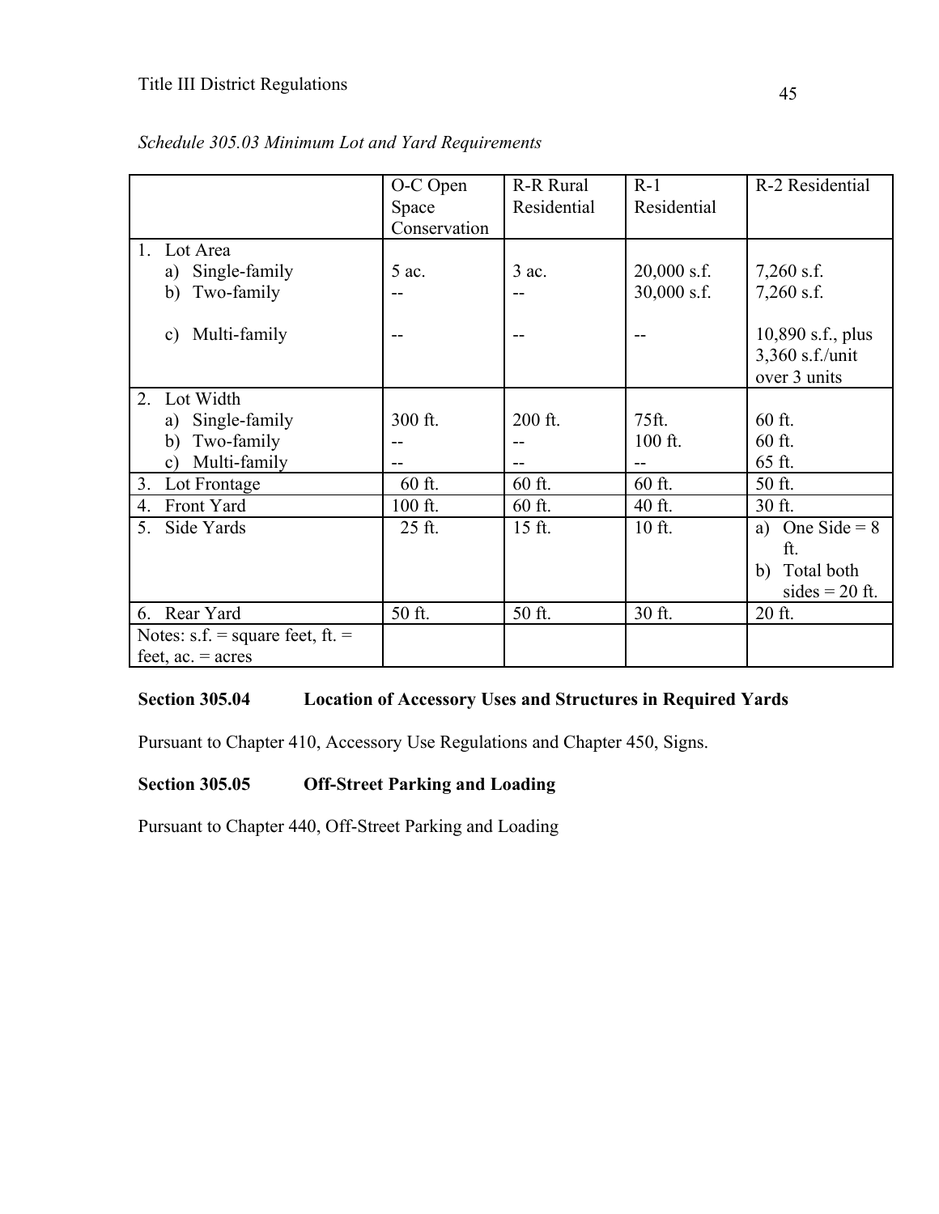*Schedule 305.03 Minimum Lot and Yard Requirements*

| | O-C Open Space Conservation | R-R Rural Residential | R-1 Residential | R-2 Residential |
|---|---|---|---|---|
| 1. Lot Area<br>a) Single-family<br>b) Two-family<br>c) Multi-family | <br>5 ac.<br>--<br>-- | <br>3 ac.<br>--<br>-- | <br>20,000 s.f.<br>30,000 s.f.<br>-- | <br>7,260 s.f.<br>7,260 s.f.<br>10,890 s.f., plus 3,360 s.f./unit over 3 units |
| 2. Lot Width<br>a) Single-family<br>b) Two-family<br>c) Multi-family | <br>300 ft.<br>--<br>-- | <br>200 ft.<br>--<br>-- | <br>75ft.<br>100 ft.<br>-- | <br>60 ft.<br>60 ft.<br>65 ft. |
| 3. Lot Frontage | 60 ft. | 60 ft. | 60 ft. | 50 ft. |
| 4. Front Yard | 100 ft. | 60 ft. | 40 ft. | 30 ft. |
| 5. Side Yards | 25 ft. | 15 ft. | 10 ft. | a) One Side = 8 ft.<br>b) Total both sides = 20 ft. |
| 6. Rear Yard | 50 ft. | 50 ft. | 30 ft. | 20 ft. |
| Notes: s.f. = square feet, ft. = feet, ac. = acres | | | | |

**Section 305.04 Location of Accessory Uses and Structures in Required Yards**

Pursuant to Chapter 410, Accessory Use Regulations and Chapter 450, Signs.

**Section 305.05 Off-Street Parking and Loading**

Pursuant to Chapter 440, Off-Street Parking and Loading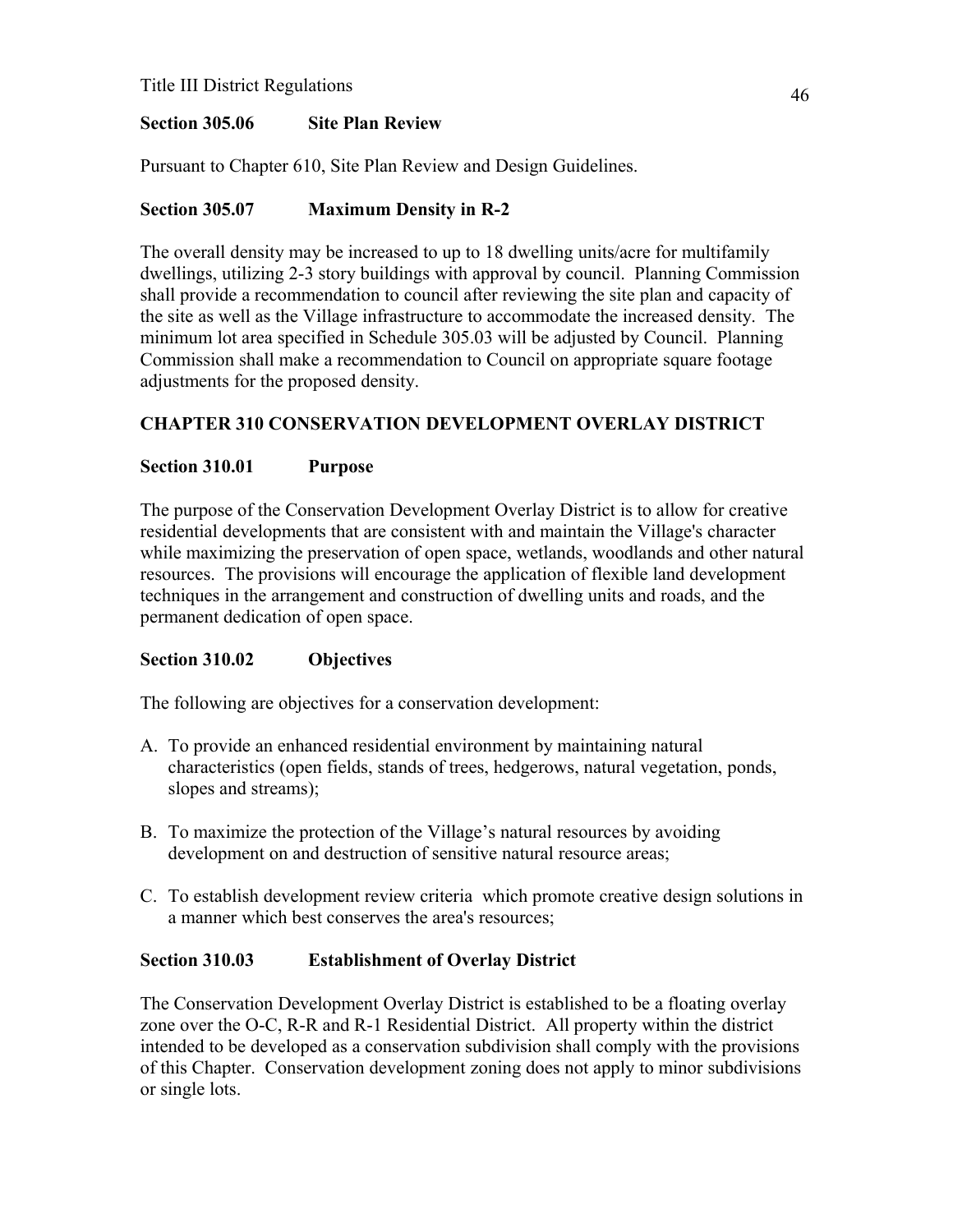### Section 305.06 Site Plan Review

Pursuant to Chapter 610, Site Plan Review and Design Guidelines.

### Section 305.07 Maximum Density in R-2

The overall density may be increased to up to 18 dwelling units/acre for multifamily dwellings, utilizing 2-3 story buildings with approval by council. Planning Commission shall provide a recommendation to council after reviewing the site plan and capacity of the site as well as the Village infrastructure to accommodate the increased density. The minimum lot area specified in Schedule 305.03 will be adjusted by Council. Planning Commission shall make a recommendation to Council on appropriate square footage adjustments for the proposed density.

## CHAPTER 310 CONSERVATION DEVELOPMENT OVERLAY DISTRICT

### Section 310.01 Purpose

The purpose of the Conservation Development Overlay District is to allow for creative residential developments that are consistent with and maintain the Village's character while maximizing the preservation of open space, wetlands, woodlands and other natural resources. The provisions will encourage the application of flexible land development techniques in the arrangement and construction of dwelling units and roads, and the permanent dedication of open space.

### Section 310.02 Objectives

The following are objectives for a conservation development:

A. To provide an enhanced residential environment by maintaining natural characteristics (open fields, stands of trees, hedgerows, natural vegetation, ponds, slopes and streams);

B. To maximize the protection of the Village's natural resources by avoiding development on and destruction of sensitive natural resource areas;

C. To establish development review criteria which promote creative design solutions in a manner which best conserves the area's resources;

### Section 310.03 Establishment of Overlay District

The Conservation Development Overlay District is established to be a floating overlay zone over the O-C, R-R and R-1 Residential District. All property within the district intended to be developed as a conservation subdivision shall comply with the provisions of this Chapter. Conservation development zoning does not apply to minor subdivisions or single lots.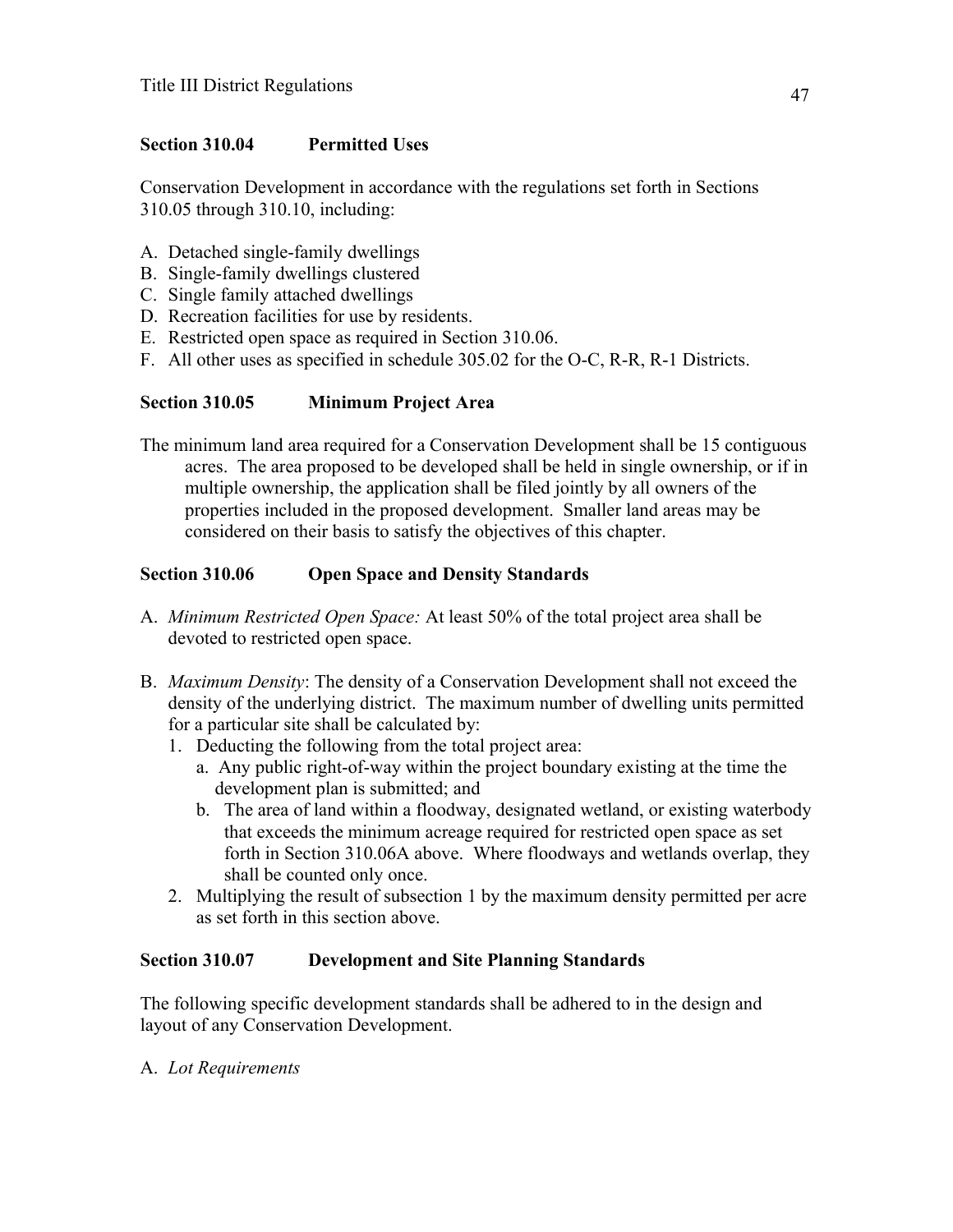**Section 310.04 Permitted Uses**

Conservation Development in accordance with the regulations set forth in Sections 310.05 through 310.10, including:

A. Detached single-family dwellings
B. Single-family dwellings clustered
C. Single family attached dwellings
D. Recreation facilities for use by residents.
E. Restricted open space as required in Section 310.06.
F. All other uses as specified in schedule 305.02 for the O-C, R-R, R-1 Districts.

**Section 310.05 Minimum Project Area**

The minimum land area required for a Conservation Development shall be 15 contiguous acres. The area proposed to be developed shall be held in single ownership, or if in multiple ownership, the application shall be filed jointly by all owners of the properties included in the proposed development. Smaller land areas may be considered on their basis to satisfy the objectives of this chapter.

**Section 310.06 Open Space and Density Standards**

A. *Minimum Restricted Open Space:* At least 50% of the total project area shall be devoted to restricted open space.

B. *Maximum Density*: The density of a Conservation Development shall not exceed the density of the underlying district. The maximum number of dwelling units permitted for a particular site shall be calculated by:
   1. Deducting the following from the total project area:
      a. Any public right-of-way within the project boundary existing at the time the development plan is submitted; and
      b. The area of land within a floodway, designated wetland, or existing waterbody that exceeds the minimum acreage required for restricted open space as set forth in Section 310.06A above. Where floodways and wetlands overlap, they shall be counted only once.
   2. Multiplying the result of subsection 1 by the maximum density permitted per acre as set forth in this section above.

**Section 310.07 Development and Site Planning Standards**

The following specific development standards shall be adhered to in the design and layout of any Conservation Development.

A. *Lot Requirements*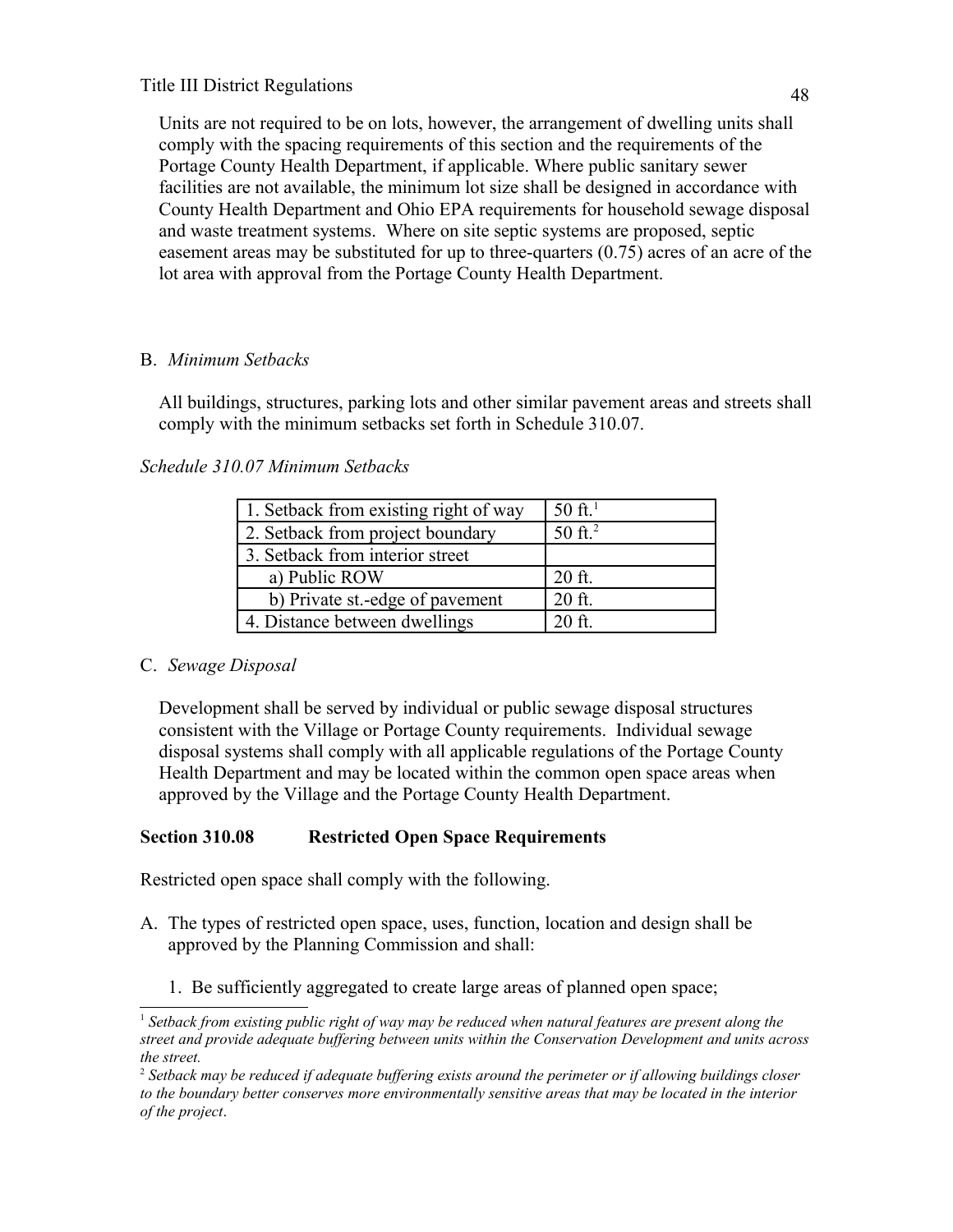Units are not required to be on lots, however, the arrangement of dwelling units shall comply with the spacing requirements of this section and the requirements of the Portage County Health Department, if applicable. Where public sanitary sewer facilities are not available, the minimum lot size shall be designed in accordance with County Health Department and Ohio EPA requirements for household sewage disposal and waste treatment systems. Where on site septic systems are proposed, septic easement areas may be substituted for up to three-quarters (0.75) acres of an acre of the lot area with approval from the Portage County Health Department.

B. *Minimum Setbacks*

All buildings, structures, parking lots and other similar pavement areas and streets shall comply with the minimum setbacks set forth in Schedule 310.07.

*Schedule 310.07 Minimum Setbacks*

| | |
|---|---|
| 1. Setback from existing right of way | 50 ft.[1] |
| 2. Setback from project boundary | 50 ft.[2] |
| 3. Setback from interior street | |
| a) Public ROW | 20 ft. |
| b) Private st.-edge of pavement | 20 ft. |
| 4. Distance between dwellings | 20 ft. |

C. *Sewage Disposal*

Development shall be served by individual or public sewage disposal structures consistent with the Village or Portage County requirements. Individual sewage disposal systems shall comply with all applicable regulations of the Portage County Health Department and may be located within the common open space areas when approved by the Village and the Portage County Health Department.

**Section 310.08 Restricted Open Space Requirements**

Restricted open space shall comply with the following.

A. The types of restricted open space, uses, function, location and design shall be approved by the Planning Commission and shall:

1. Be sufficiently aggregated to create large areas of planned open space;

[1] *Setback from existing public right of way may be reduced when natural features are present along the street and provide adequate buffering between units within the Conservation Development and units across the street.*

[2] *Setback may be reduced if adequate buffering exists around the perimeter or if allowing buildings closer to the boundary better conserves more environmentally sensitive areas that may be located in the interior of the project.*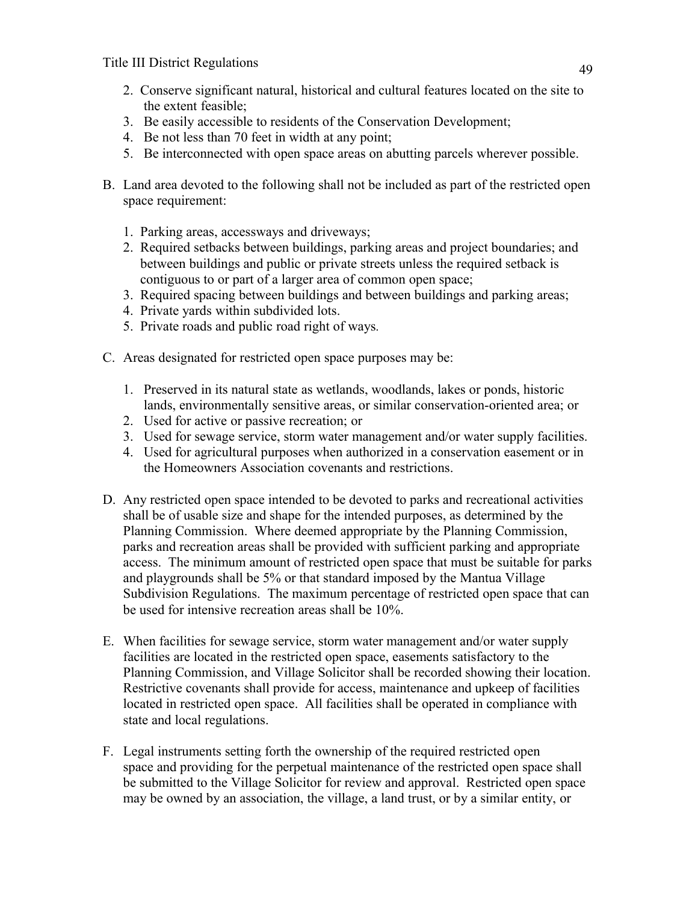2. Conserve significant natural, historical and cultural features located on the site to the extent feasible;
3. Be easily accessible to residents of the Conservation Development;
4. Be not less than 70 feet in width at any point;
5. Be interconnected with open space areas on abutting parcels wherever possible.

B. Land area devoted to the following shall not be included as part of the restricted open space requirement:

1. Parking areas, accessways and driveways;
2. Required setbacks between buildings, parking areas and project boundaries; and between buildings and public or private streets unless the required setback is contiguous to or part of a larger area of common open space;
3. Required spacing between buildings and between buildings and parking areas;
4. Private yards within subdivided lots.
5. Private roads and public road right of ways.

C. Areas designated for restricted open space purposes may be:

1. Preserved in its natural state as wetlands, woodlands, lakes or ponds, historic lands, environmentally sensitive areas, or similar conservation-oriented area; or
2. Used for active or passive recreation; or
3. Used for sewage service, storm water management and/or water supply facilities.
4. Used for agricultural purposes when authorized in a conservation easement or in the Homeowners Association covenants and restrictions.

D. Any restricted open space intended to be devoted to parks and recreational activities shall be of usable size and shape for the intended purposes, as determined by the Planning Commission. Where deemed appropriate by the Planning Commission, parks and recreation areas shall be provided with sufficient parking and appropriate access. The minimum amount of restricted open space that must be suitable for parks and playgrounds shall be 5% or that standard imposed by the Mantua Village Subdivision Regulations. The maximum percentage of restricted open space that can be used for intensive recreation areas shall be 10%.

E. When facilities for sewage service, storm water management and/or water supply facilities are located in the restricted open space, easements satisfactory to the Planning Commission, and Village Solicitor shall be recorded showing their location. Restrictive covenants shall provide for access, maintenance and upkeep of facilities located in restricted open space. All facilities shall be operated in compliance with state and local regulations.

F. Legal instruments setting forth the ownership of the required restricted open space and providing for the perpetual maintenance of the restricted open space shall be submitted to the Village Solicitor for review and approval. Restricted open space may be owned by an association, the village, a land trust, or by a similar entity, or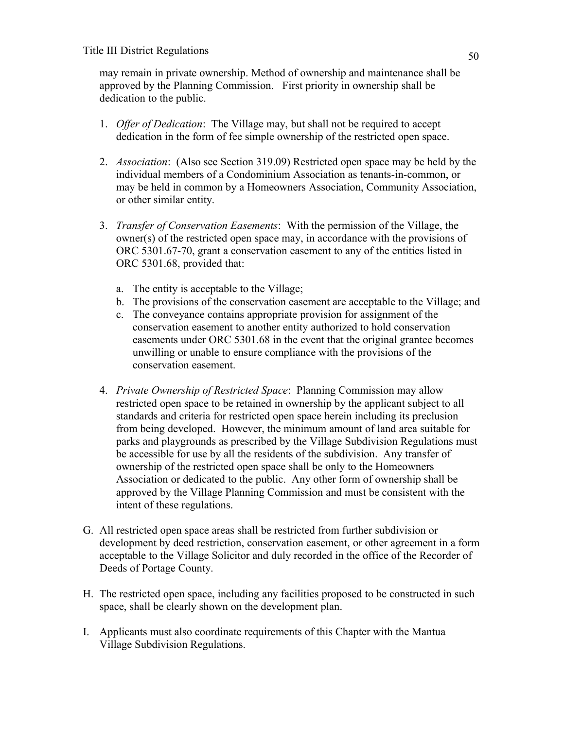may remain in private ownership. Method of ownership and maintenance shall be approved by the Planning Commission. First priority in ownership shall be dedication to the public.

1. *Offer of Dedication*: The Village may, but shall not be required to accept dedication in the form of fee simple ownership of the restricted open space.

2. *Association*: (Also see Section 319.09) Restricted open space may be held by the individual members of a Condominium Association as tenants-in-common, or may be held in common by a Homeowners Association, Community Association, or other similar entity.

3. *Transfer of Conservation Easements*: With the permission of the Village, the owner(s) of the restricted open space may, in accordance with the provisions of ORC 5301.67-70, grant a conservation easement to any of the entities listed in ORC 5301.68, provided that:

   a. The entity is acceptable to the Village;
   b. The provisions of the conservation easement are acceptable to the Village; and
   c. The conveyance contains appropriate provision for assignment of the conservation easement to another entity authorized to hold conservation easements under ORC 5301.68 in the event that the original grantee becomes unwilling or unable to ensure compliance with the provisions of the conservation easement.

4. *Private Ownership of Restricted Space*: Planning Commission may allow restricted open space to be retained in ownership by the applicant subject to all standards and criteria for restricted open space herein including its preclusion from being developed. However, the minimum amount of land area suitable for parks and playgrounds as prescribed by the Village Subdivision Regulations must be accessible for use by all the residents of the subdivision. Any transfer of ownership of the restricted open space shall be only to the Homeowners Association or dedicated to the public. Any other form of ownership shall be approved by the Village Planning Commission and must be consistent with the intent of these regulations.

G. All restricted open space areas shall be restricted from further subdivision or development by deed restriction, conservation easement, or other agreement in a form acceptable to the Village Solicitor and duly recorded in the office of the Recorder of Deeds of Portage County.

H. The restricted open space, including any facilities proposed to be constructed in such space, shall be clearly shown on the development plan.

I. Applicants must also coordinate requirements of this Chapter with the Mantua Village Subdivision Regulations.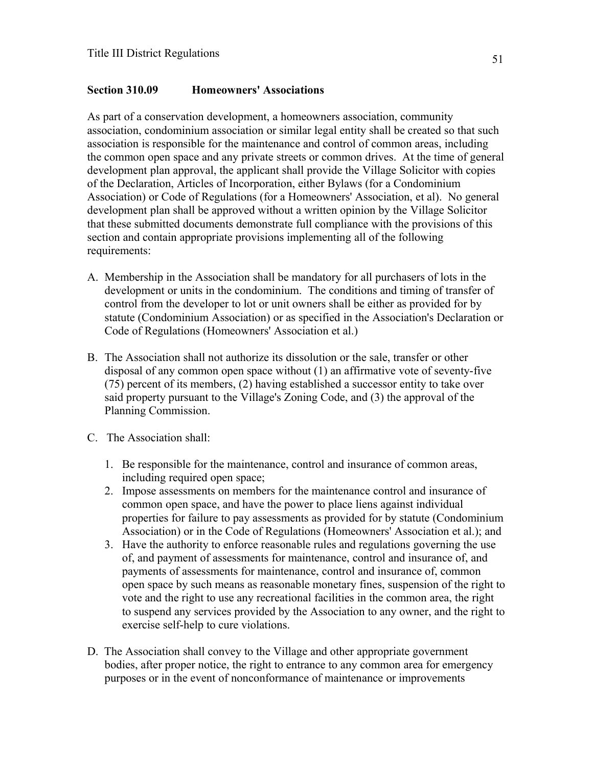### Section 310.09 Homeowners' Associations

As part of a conservation development, a homeowners association, community association, condominium association or similar legal entity shall be created so that such association is responsible for the maintenance and control of common areas, including the common open space and any private streets or common drives. At the time of general development plan approval, the applicant shall provide the Village Solicitor with copies of the Declaration, Articles of Incorporation, either Bylaws (for a Condominium Association) or Code of Regulations (for a Homeowners' Association, et al). No general development plan shall be approved without a written opinion by the Village Solicitor that these submitted documents demonstrate full compliance with the provisions of this section and contain appropriate provisions implementing all of the following requirements:

A. Membership in the Association shall be mandatory for all purchasers of lots in the development or units in the condominium. The conditions and timing of transfer of control from the developer to lot or unit owners shall be either as provided for by statute (Condominium Association) or as specified in the Association's Declaration or Code of Regulations (Homeowners' Association et al.)

B. The Association shall not authorize its dissolution or the sale, transfer or other disposal of any common open space without (1) an affirmative vote of seventy-five (75) percent of its members, (2) having established a successor entity to take over said property pursuant to the Village's Zoning Code, and (3) the approval of the Planning Commission.

C. The Association shall:

   1. Be responsible for the maintenance, control and insurance of common areas, including required open space;
   2. Impose assessments on members for the maintenance control and insurance of common open space, and have the power to place liens against individual properties for failure to pay assessments as provided for by statute (Condominium Association) or in the Code of Regulations (Homeowners' Association et al.); and
   3. Have the authority to enforce reasonable rules and regulations governing the use of, and payment of assessments for maintenance, control and insurance of, and payments of assessments for maintenance, control and insurance of, common open space by such means as reasonable monetary fines, suspension of the right to vote and the right to use any recreational facilities in the common area, the right to suspend any services provided by the Association to any owner, and the right to exercise self-help to cure violations.

D. The Association shall convey to the Village and other appropriate government bodies, after proper notice, the right to entrance to any common area for emergency purposes or in the event of nonconformance of maintenance or improvements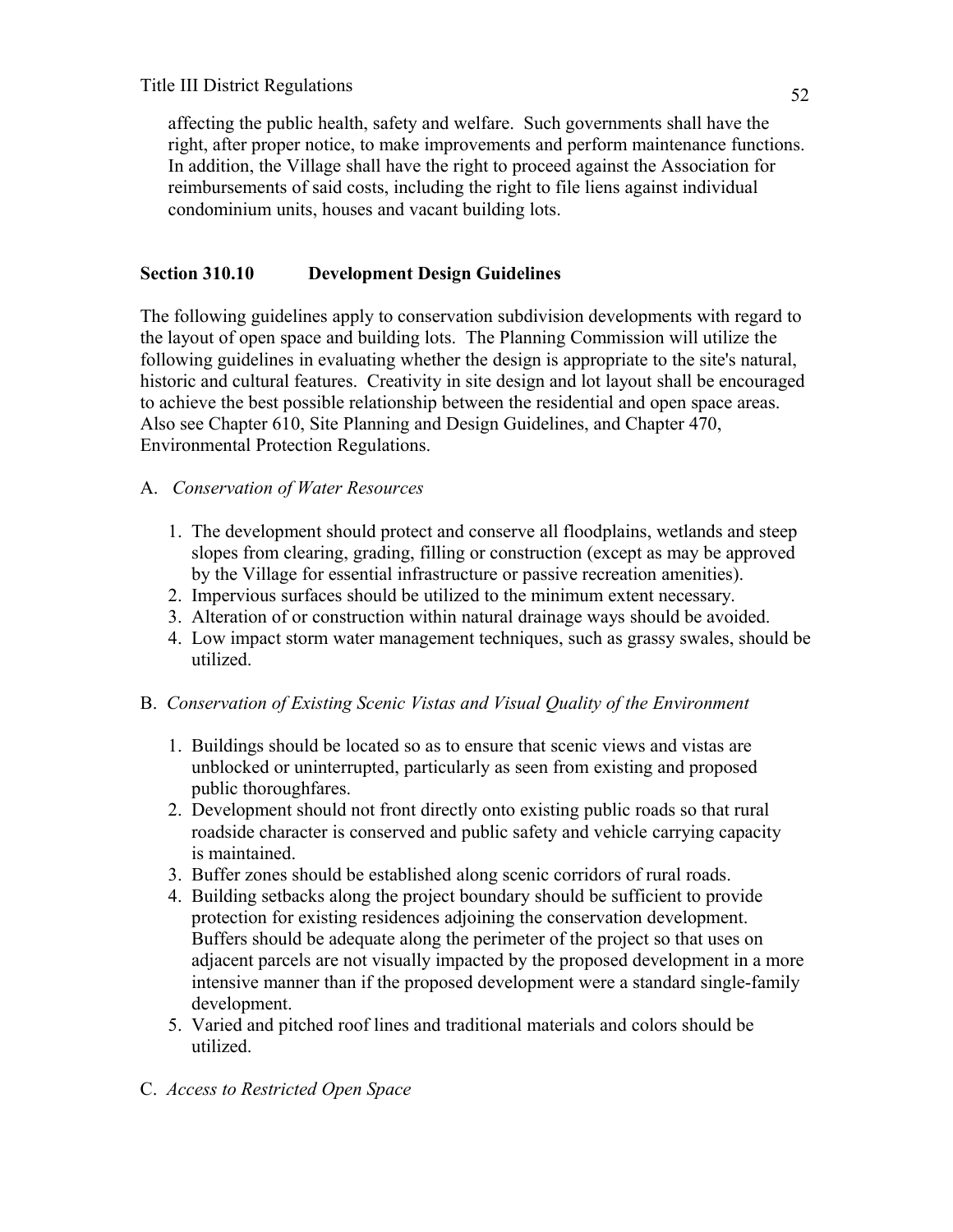affecting the public health, safety and welfare. Such governments shall have the right, after proper notice, to make improvements and perform maintenance functions. In addition, the Village shall have the right to proceed against the Association for reimbursements of said costs, including the right to file liens against individual condominium units, houses and vacant building lots.

## Section 310.10 Development Design Guidelines

The following guidelines apply to conservation subdivision developments with regard to the layout of open space and building lots. The Planning Commission will utilize the following guidelines in evaluating whether the design is appropriate to the site's natural, historic and cultural features. Creativity in site design and lot layout shall be encouraged to achieve the best possible relationship between the residential and open space areas. Also see Chapter 610, Site Planning and Design Guidelines, and Chapter 470, Environmental Protection Regulations.

A. *Conservation of Water Resources*

1. The development should protect and conserve all floodplains, wetlands and steep slopes from clearing, grading, filling or construction (except as may be approved by the Village for essential infrastructure or passive recreation amenities).
2. Impervious surfaces should be utilized to the minimum extent necessary.
3. Alteration of or construction within natural drainage ways should be avoided.
4. Low impact storm water management techniques, such as grassy swales, should be utilized.

B. *Conservation of Existing Scenic Vistas and Visual Quality of the Environment*

1. Buildings should be located so as to ensure that scenic views and vistas are unblocked or uninterrupted, particularly as seen from existing and proposed public thoroughfares.
2. Development should not front directly onto existing public roads so that rural roadside character is conserved and public safety and vehicle carrying capacity is maintained.
3. Buffer zones should be established along scenic corridors of rural roads.
4. Building setbacks along the project boundary should be sufficient to provide protection for existing residences adjoining the conservation development. Buffers should be adequate along the perimeter of the project so that uses on adjacent parcels are not visually impacted by the proposed development in a more intensive manner than if the proposed development were a standard single-family development.
5. Varied and pitched roof lines and traditional materials and colors should be utilized.

C. *Access to Restricted Open Space*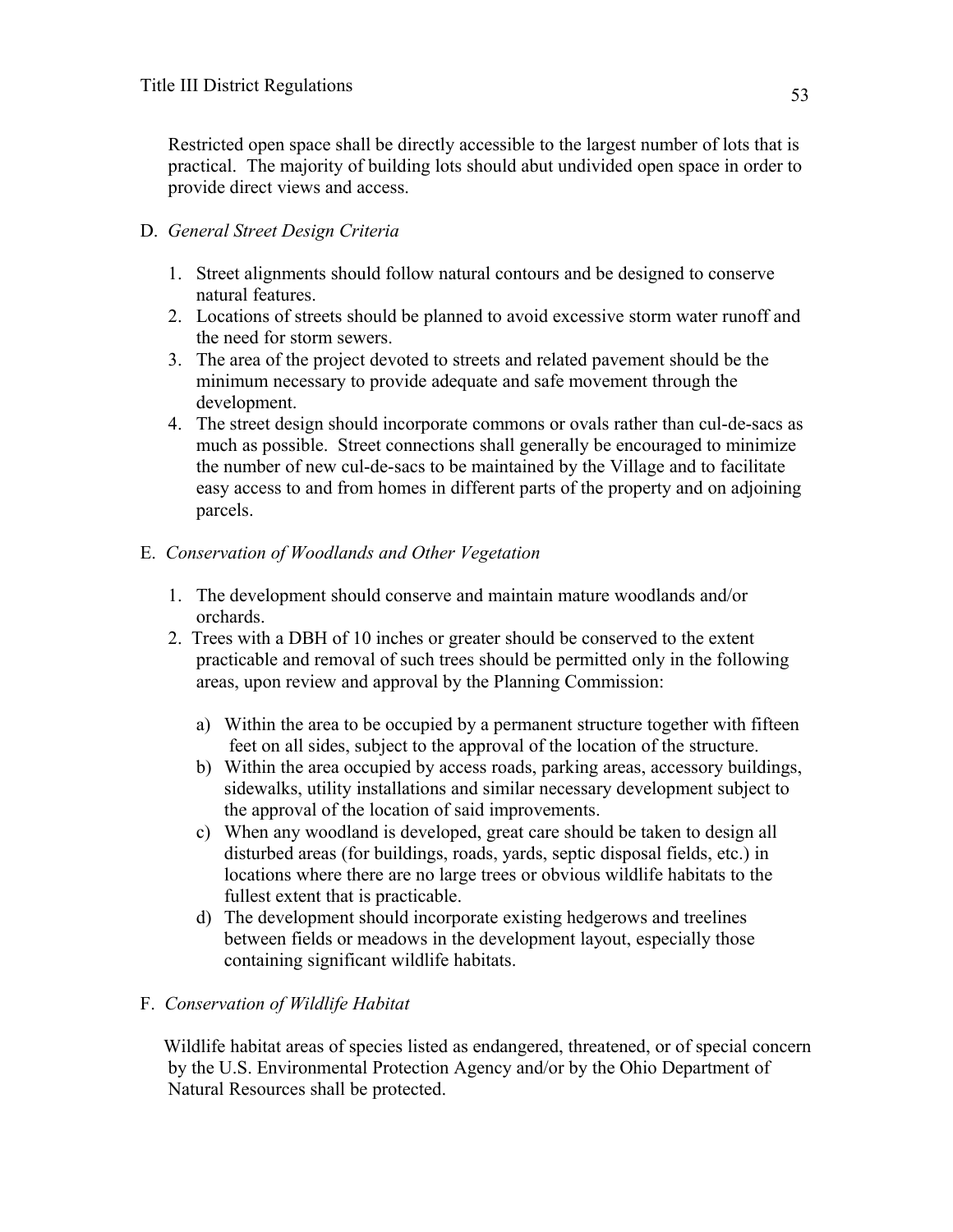Restricted open space shall be directly accessible to the largest number of lots that is practical. The majority of building lots should abut undivided open space in order to provide direct views and access.

D. *General Street Design Criteria*

1. Street alignments should follow natural contours and be designed to conserve natural features.
2. Locations of streets should be planned to avoid excessive storm water runoff and the need for storm sewers.
3. The area of the project devoted to streets and related pavement should be the minimum necessary to provide adequate and safe movement through the development.
4. The street design should incorporate commons or ovals rather than cul-de-sacs as much as possible. Street connections shall generally be encouraged to minimize the number of new cul-de-sacs to be maintained by the Village and to facilitate easy access to and from homes in different parts of the property and on adjoining parcels.

E. *Conservation of Woodlands and Other Vegetation*

1. The development should conserve and maintain mature woodlands and/or orchards.
2. Trees with a DBH of 10 inches or greater should be conserved to the extent practicable and removal of such trees should be permitted only in the following areas, upon review and approval by the Planning Commission:

   a) Within the area to be occupied by a permanent structure together with fifteen feet on all sides, subject to the approval of the location of the structure.
   b) Within the area occupied by access roads, parking areas, accessory buildings, sidewalks, utility installations and similar necessary development subject to the approval of the location of said improvements.
   c) When any woodland is developed, great care should be taken to design all disturbed areas (for buildings, roads, yards, septic disposal fields, etc.) in locations where there are no large trees or obvious wildlife habitats to the fullest extent that is practicable.
   d) The development should incorporate existing hedgerows and treelines between fields or meadows in the development layout, especially those containing significant wildlife habitats.

F. *Conservation of Wildlife Habitat*

Wildlife habitat areas of species listed as endangered, threatened, or of special concern by the U.S. Environmental Protection Agency and/or by the Ohio Department of Natural Resources shall be protected.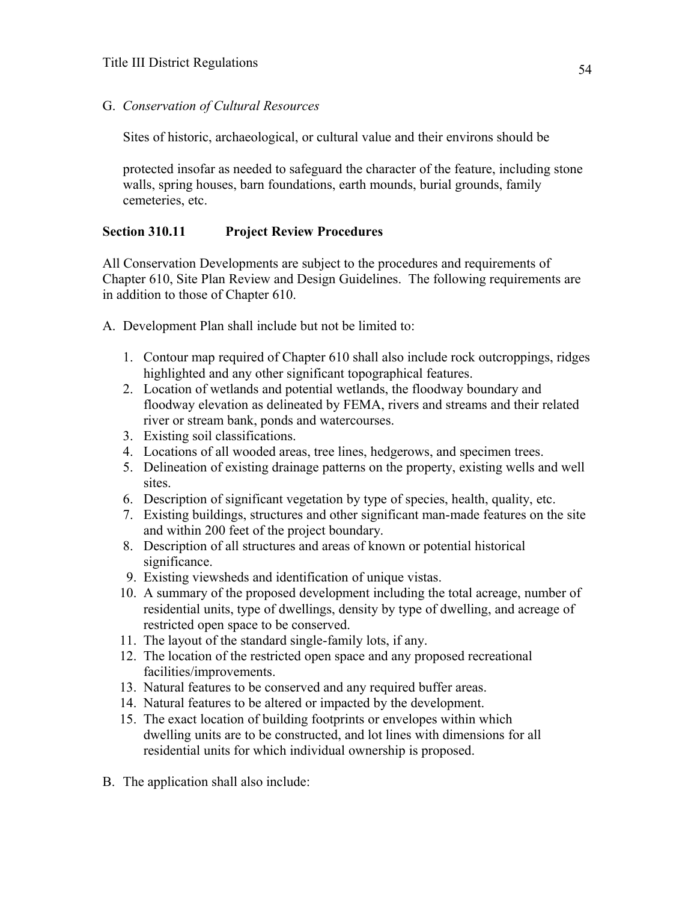G. *Conservation of Cultural Resources*

Sites of historic, archaeological, or cultural value and their environs should be

protected insofar as needed to safeguard the character of the feature, including stone walls, spring houses, barn foundations, earth mounds, burial grounds, family cemeteries, etc.

## Section 310.11 Project Review Procedures

All Conservation Developments are subject to the procedures and requirements of Chapter 610, Site Plan Review and Design Guidelines. The following requirements are in addition to those of Chapter 610.

A. Development Plan shall include but not be limited to:

1. Contour map required of Chapter 610 shall also include rock outcroppings, ridges highlighted and any other significant topographical features.
2. Location of wetlands and potential wetlands, the floodway boundary and floodway elevation as delineated by FEMA, rivers and streams and their related river or stream bank, ponds and watercourses.
3. Existing soil classifications.
4. Locations of all wooded areas, tree lines, hedgerows, and specimen trees.
5. Delineation of existing drainage patterns on the property, existing wells and well sites.
6. Description of significant vegetation by type of species, health, quality, etc.
7. Existing buildings, structures and other significant man-made features on the site and within 200 feet of the project boundary.
8. Description of all structures and areas of known or potential historical significance.
9. Existing viewsheds and identification of unique vistas.
10. A summary of the proposed development including the total acreage, number of residential units, type of dwellings, density by type of dwelling, and acreage of restricted open space to be conserved.
11. The layout of the standard single-family lots, if any.
12. The location of the restricted open space and any proposed recreational facilities/improvements.
13. Natural features to be conserved and any required buffer areas.
14. Natural features to be altered or impacted by the development.
15. The exact location of building footprints or envelopes within which dwelling units are to be constructed, and lot lines with dimensions for all residential units for which individual ownership is proposed.

B. The application shall also include: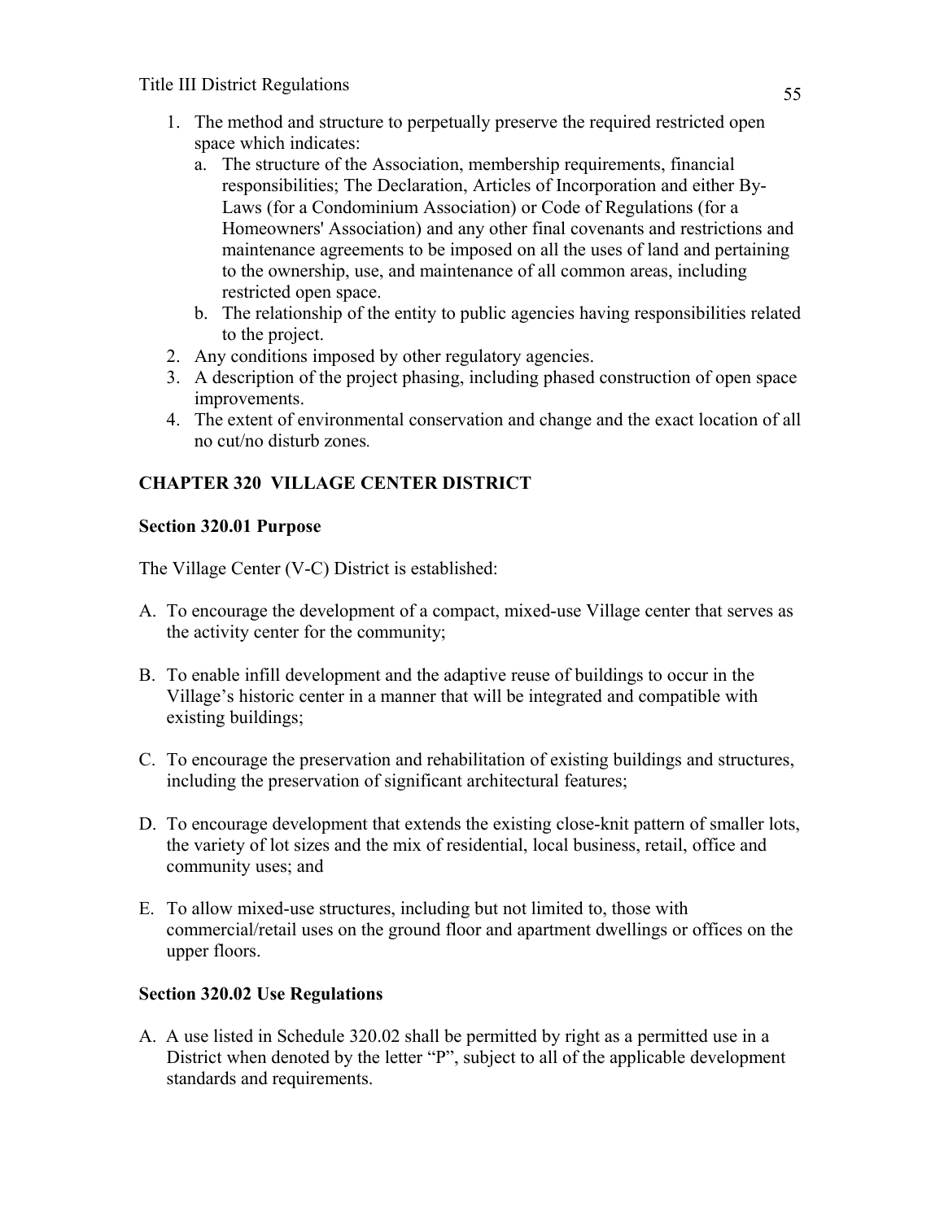1. The method and structure to perpetually preserve the required restricted open space which indicates:
   a. The structure of the Association, membership requirements, financial responsibilities; The Declaration, Articles of Incorporation and either By-Laws (for a Condominium Association) or Code of Regulations (for a Homeowners' Association) and any other final covenants and restrictions and maintenance agreements to be imposed on all the uses of land and pertaining to the ownership, use, and maintenance of all common areas, including restricted open space.
   b. The relationship of the entity to public agencies having responsibilities related to the project.
2. Any conditions imposed by other regulatory agencies.
3. A description of the project phasing, including phased construction of open space improvements.
4. The extent of environmental conservation and change and the exact location of all no cut/no disturb zones.

## CHAPTER 320 VILLAGE CENTER DISTRICT

### Section 320.01 Purpose

The Village Center (V-C) District is established:

A. To encourage the development of a compact, mixed-use Village center that serves as the activity center for the community;

B. To enable infill development and the adaptive reuse of buildings to occur in the Village's historic center in a manner that will be integrated and compatible with existing buildings;

C. To encourage the preservation and rehabilitation of existing buildings and structures, including the preservation of significant architectural features;

D. To encourage development that extends the existing close-knit pattern of smaller lots, the variety of lot sizes and the mix of residential, local business, retail, office and community uses; and

E. To allow mixed-use structures, including but not limited to, those with commercial/retail uses on the ground floor and apartment dwellings or offices on the upper floors.

### Section 320.02 Use Regulations

A. A use listed in Schedule 320.02 shall be permitted by right as a permitted use in a District when denoted by the letter "P", subject to all of the applicable development standards and requirements.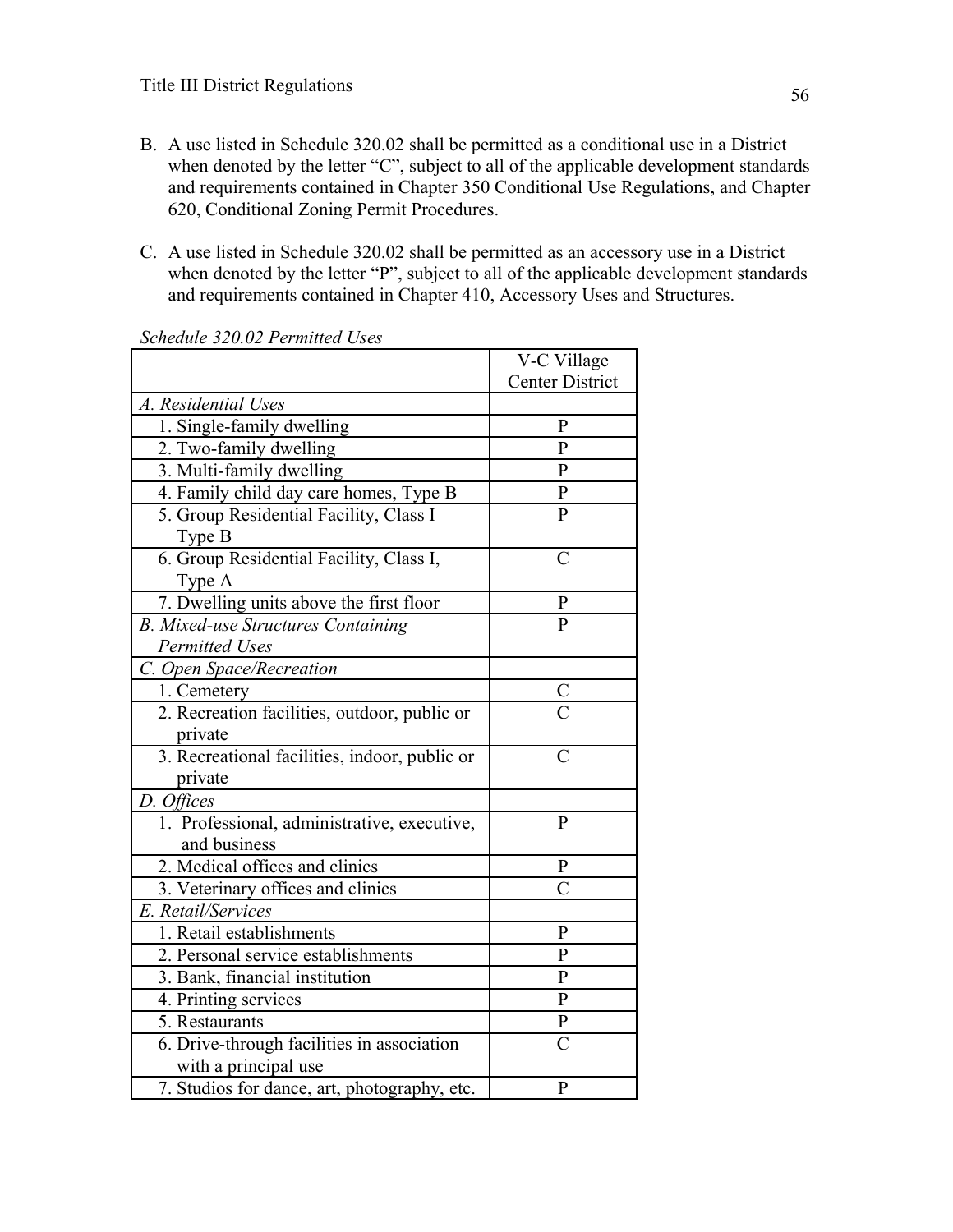B. A use listed in Schedule 320.02 shall be permitted as a conditional use in a District when denoted by the letter "C", subject to all of the applicable development standards and requirements contained in Chapter 350 Conditional Use Regulations, and Chapter 620, Conditional Zoning Permit Procedures.

C. A use listed in Schedule 320.02 shall be permitted as an accessory use in a District when denoted by the letter "P", subject to all of the applicable development standards and requirements contained in Chapter 410, Accessory Uses and Structures.

*Schedule 320.02 Permitted Uses*

| | V-C Village Center District |
|---|---|
| *A. Residential Uses* | |
| 1. Single-family dwelling | P |
| 2. Two-family dwelling | P |
| 3. Multi-family dwelling | P |
| 4. Family child day care homes, Type B | P |
| 5. Group Residential Facility, Class I Type B | P |
| 6. Group Residential Facility, Class I, Type A | C |
| 7. Dwelling units above the first floor | P |
| *B. Mixed-use Structures Containing Permitted Uses* | P |
| *C. Open Space/Recreation* | |
| 1. Cemetery | C |
| 2. Recreation facilities, outdoor, public or private | C |
| 3. Recreational facilities, indoor, public or private | C |
| *D. Offices* | |
| 1. Professional, administrative, executive, and business | P |
| 2. Medical offices and clinics | P |
| 3. Veterinary offices and clinics | C |
| *E. Retail/Services* | |
| 1. Retail establishments | P |
| 2. Personal service establishments | P |
| 3. Bank, financial institution | P |
| 4. Printing services | P |
| 5. Restaurants | P |
| 6. Drive-through facilities in association with a principal use | C |
| 7. Studios for dance, art, photography, etc. | P |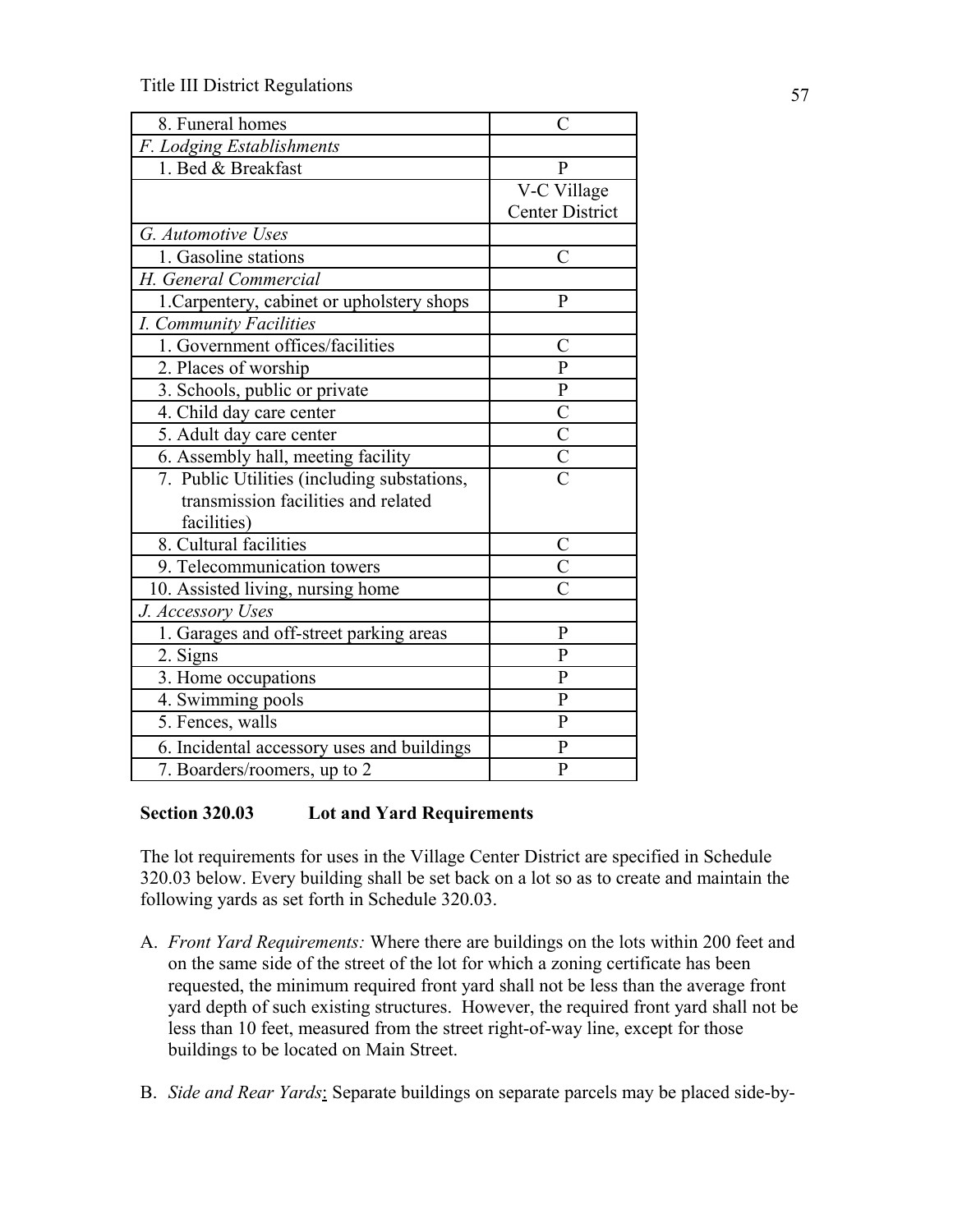| | |
|---|---|
| 8. Funeral homes | C |
| *F. Lodging Establishments* | |
| 1. Bed & Breakfast | P |
| | V-C Village Center District |
| *G. Automotive Uses* | |
| 1. Gasoline stations | C |
| *H. General Commercial* | |
| 1.Carpentery, cabinet or upholstery shops | P |
| *I. Community Facilities* | |
| 1. Government offices/facilities | C |
| 2. Places of worship | P |
| 3. Schools, public or private | P |
| 4. Child day care center | C |
| 5. Adult day care center | C |
| 6. Assembly hall, meeting facility | C |
| 7. Public Utilities (including substations, transmission facilities and related facilities) | C |
| 8. Cultural facilities | C |
| 9. Telecommunication towers | C |
| 10. Assisted living, nursing home | C |
| *J. Accessory Uses* | |
| 1. Garages and off-street parking areas | P |
| 2. Signs | P |
| 3. Home occupations | P |
| 4. Swimming pools | P |
| 5. Fences, walls | P |
| 6. Incidental accessory uses and buildings | P |
| 7. Boarders/roomers, up to 2 | P |

**Section 320.03 Lot and Yard Requirements**

The lot requirements for uses in the Village Center District are specified in Schedule 320.03 below. Every building shall be set back on a lot so as to create and maintain the following yards as set forth in Schedule 320.03.

A. *Front Yard Requirements:* Where there are buildings on the lots within 200 feet and on the same side of the street of the lot for which a zoning certificate has been requested, the minimum required front yard shall not be less than the average front yard depth of such existing structures. However, the required front yard shall not be less than 10 feet, measured from the street right-of-way line, except for those buildings to be located on Main Street.

B. *Side and Rear Yards*: Separate buildings on separate parcels may be placed side-by-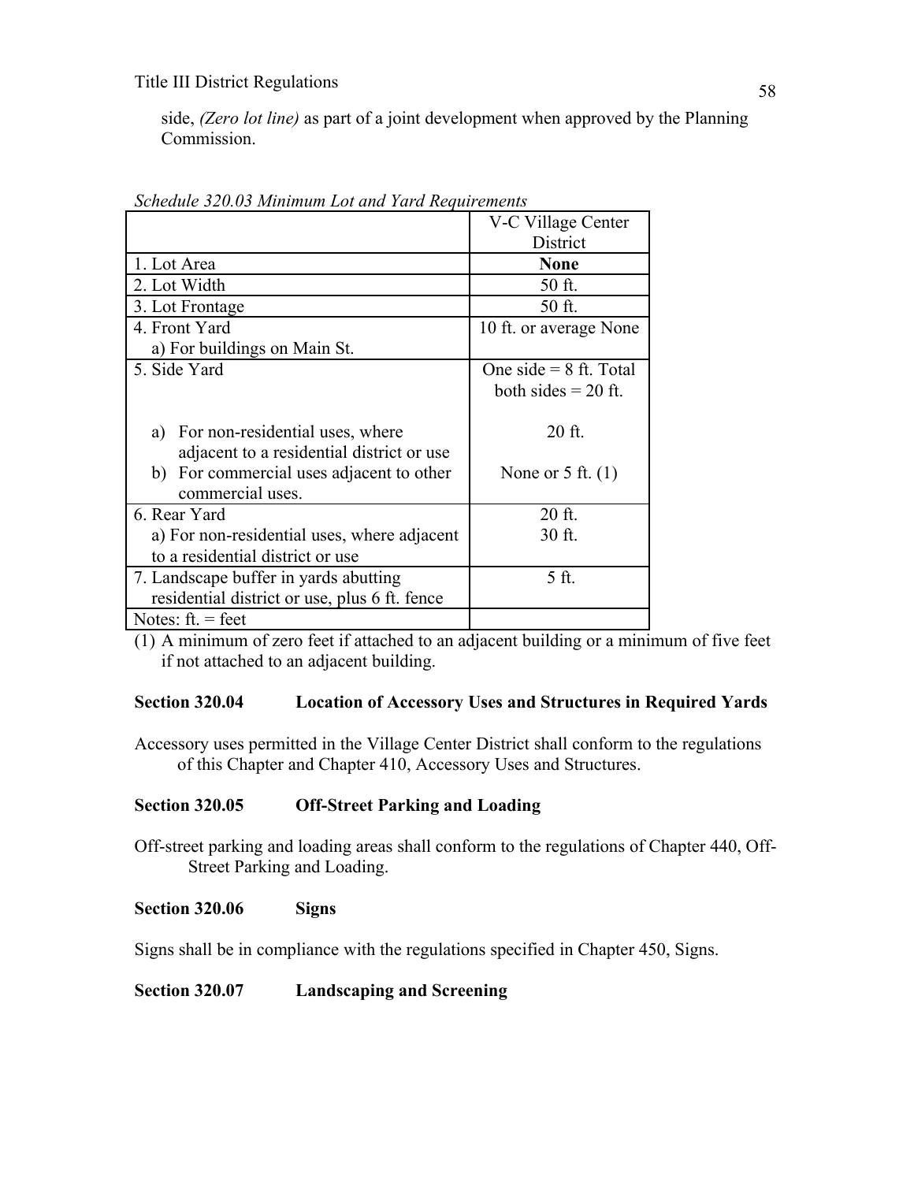side, *(Zero lot line)* as part of a joint development when approved by the Planning Commission.

*Schedule 320.03 Minimum Lot and Yard Requirements*

| | V-C Village Center District |
|---|---|
| 1. Lot Area | **None** |
| 2. Lot Width | 50 ft. |
| 3. Lot Frontage | 50 ft. |
| 4. Front Yard<br>a) For buildings on Main St. | 10 ft. or average None |
| 5. Side Yard<br><br>a) For non-residential uses, where adjacent to a residential district or use<br>b) For commercial uses adjacent to other commercial uses. | One side = 8 ft. Total both sides = 20 ft.<br><br>20 ft.<br><br>None or 5 ft. (1) |
| 6. Rear Yard<br>a) For non-residential uses, where adjacent to a residential district or use | 20 ft.<br>30 ft. |
| 7. Landscape buffer in yards abutting residential district or use, plus 6 ft. fence | 5 ft. |
| Notes: ft. = feet | |

(1) A minimum of zero feet if attached to an adjacent building or a minimum of five feet if not attached to an adjacent building.

### Section 320.04 Location of Accessory Uses and Structures in Required Yards

Accessory uses permitted in the Village Center District shall conform to the regulations of this Chapter and Chapter 410, Accessory Uses and Structures.

### Section 320.05 Off-Street Parking and Loading

Off-street parking and loading areas shall conform to the regulations of Chapter 440, Off-Street Parking and Loading.

### Section 320.06 Signs

Signs shall be in compliance with the regulations specified in Chapter 450, Signs.

### Section 320.07 Landscaping and Screening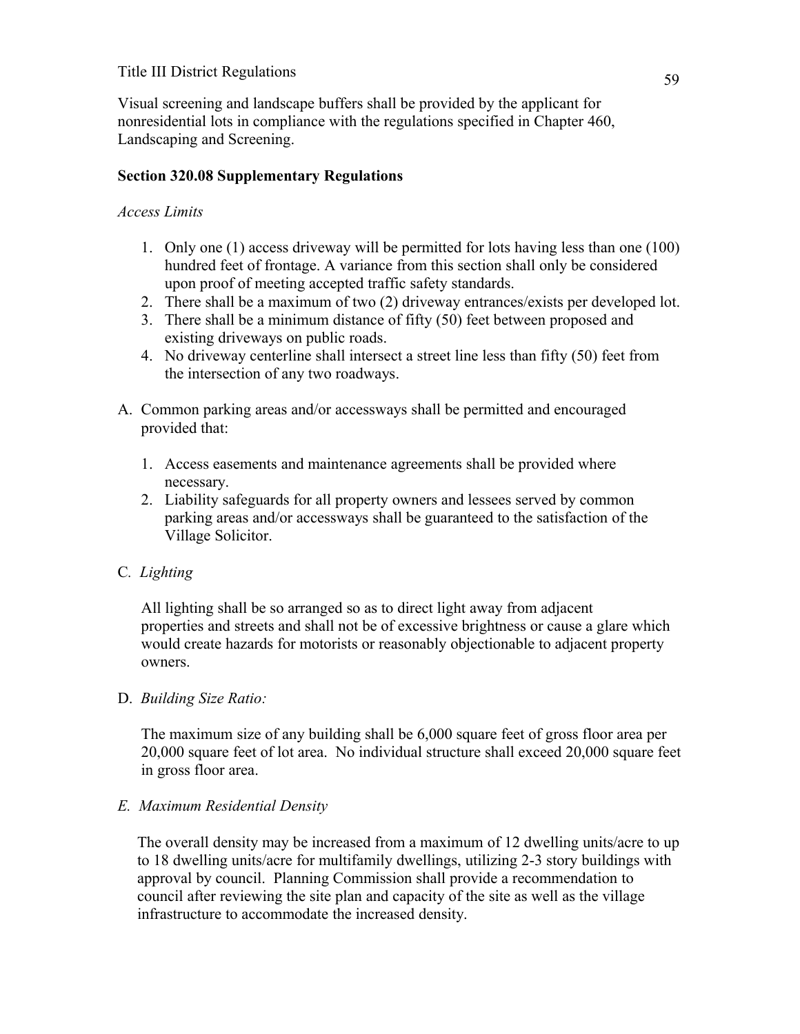Visual screening and landscape buffers shall be provided by the applicant for nonresidential lots in compliance with the regulations specified in Chapter 460, Landscaping and Screening.

### Section 320.08 Supplementary Regulations

*Access Limits*

1. Only one (1) access driveway will be permitted for lots having less than one (100) hundred feet of frontage. A variance from this section shall only be considered upon proof of meeting accepted traffic safety standards.
2. There shall be a maximum of two (2) driveway entrances/exists per developed lot.
3. There shall be a minimum distance of fifty (50) feet between proposed and existing driveways on public roads.
4. No driveway centerline shall intersect a street line less than fifty (50) feet from the intersection of any two roadways.

A. Common parking areas and/or accessways shall be permitted and encouraged provided that:

1. Access easements and maintenance agreements shall be provided where necessary.
2. Liability safeguards for all property owners and lessees served by common parking areas and/or accessways shall be guaranteed to the satisfaction of the Village Solicitor.

C. *Lighting*

All lighting shall be so arranged so as to direct light away from adjacent properties and streets and shall not be of excessive brightness or cause a glare which would create hazards for motorists or reasonably objectionable to adjacent property owners.

D. *Building Size Ratio:*

The maximum size of any building shall be 6,000 square feet of gross floor area per 20,000 square feet of lot area. No individual structure shall exceed 20,000 square feet in gross floor area.

*E. Maximum Residential Density*

The overall density may be increased from a maximum of 12 dwelling units/acre to up to 18 dwelling units/acre for multifamily dwellings, utilizing 2-3 story buildings with approval by council. Planning Commission shall provide a recommendation to council after reviewing the site plan and capacity of the site as well as the village infrastructure to accommodate the increased density.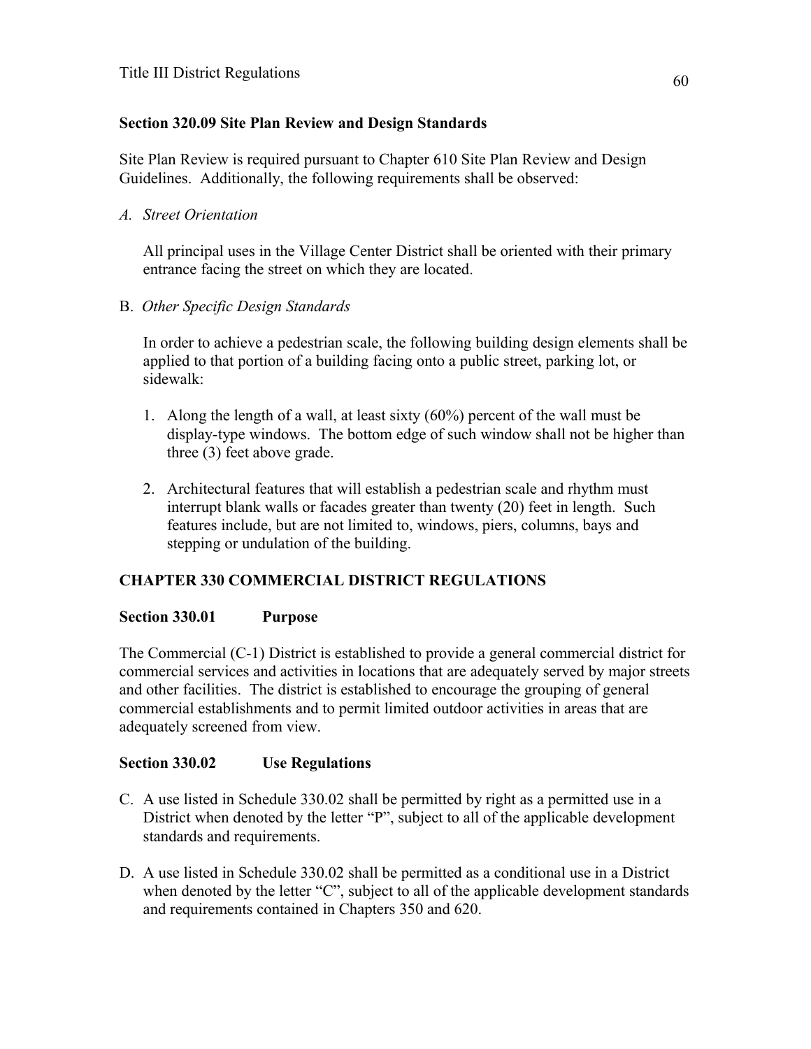### Section 320.09 Site Plan Review and Design Standards

Site Plan Review is required pursuant to Chapter 610 Site Plan Review and Design Guidelines. Additionally, the following requirements shall be observed:

*A. Street Orientation*

All principal uses in the Village Center District shall be oriented with their primary entrance facing the street on which they are located.

B. *Other Specific Design Standards*

In order to achieve a pedestrian scale, the following building design elements shall be applied to that portion of a building facing onto a public street, parking lot, or sidewalk:

1. Along the length of a wall, at least sixty (60%) percent of the wall must be display-type windows. The bottom edge of such window shall not be higher than three (3) feet above grade.

2. Architectural features that will establish a pedestrian scale and rhythm must interrupt blank walls or facades greater than twenty (20) feet in length. Such features include, but are not limited to, windows, piers, columns, bays and stepping or undulation of the building.

## CHAPTER 330 COMMERCIAL DISTRICT REGULATIONS

### Section 330.01 Purpose

The Commercial (C-1) District is established to provide a general commercial district for commercial services and activities in locations that are adequately served by major streets and other facilities. The district is established to encourage the grouping of general commercial establishments and to permit limited outdoor activities in areas that are adequately screened from view.

### Section 330.02 Use Regulations

C. A use listed in Schedule 330.02 shall be permitted by right as a permitted use in a District when denoted by the letter "P", subject to all of the applicable development standards and requirements.

D. A use listed in Schedule 330.02 shall be permitted as a conditional use in a District when denoted by the letter "C", subject to all of the applicable development standards and requirements contained in Chapters 350 and 620.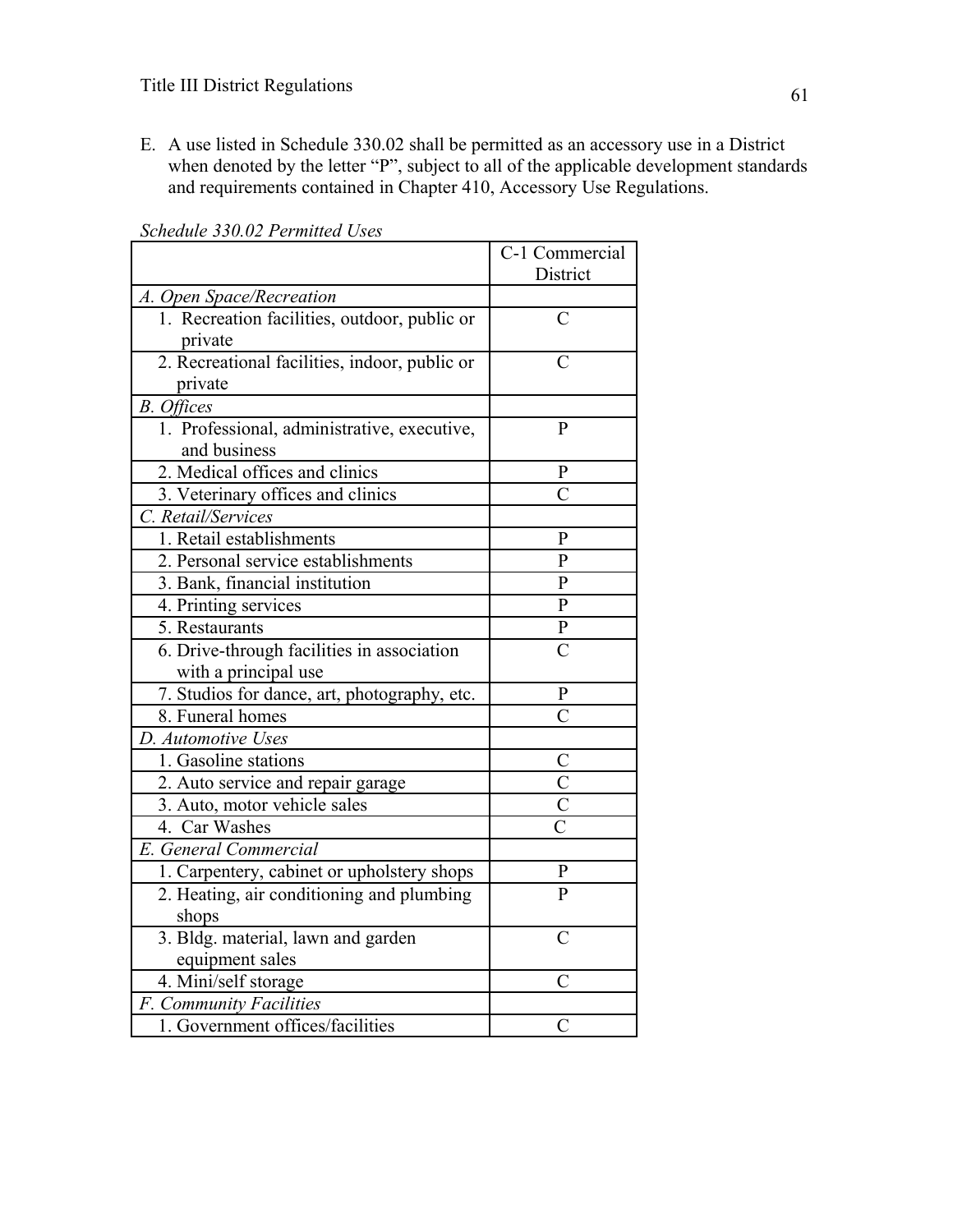E. A use listed in Schedule 330.02 shall be permitted as an accessory use in a District when denoted by the letter "P", subject to all of the applicable development standards and requirements contained in Chapter 410, Accessory Use Regulations.

*Schedule 330.02 Permitted Uses*

| | C-1 Commercial District |
|---|---|
| *A. Open Space/Recreation* | |
| 1. Recreation facilities, outdoor, public or private | C |
| 2. Recreational facilities, indoor, public or private | C |
| *B. Offices* | |
| 1. Professional, administrative, executive, and business | P |
| 2. Medical offices and clinics | P |
| 3. Veterinary offices and clinics | C |
| *C. Retail/Services* | |
| 1. Retail establishments | P |
| 2. Personal service establishments | P |
| 3. Bank, financial institution | P |
| 4. Printing services | P |
| 5. Restaurants | P |
| 6. Drive-through facilities in association with a principal use | C |
| 7. Studios for dance, art, photography, etc. | P |
| 8. Funeral homes | C |
| *D. Automotive Uses* | |
| 1. Gasoline stations | C |
| 2. Auto service and repair garage | C |
| 3. Auto, motor vehicle sales | C |
| 4. Car Washes | C |
| *E. General Commercial* | |
| 1. Carpentery, cabinet or upholstery shops | P |
| 2. Heating, air conditioning and plumbing shops | P |
| 3. Bldg. material, lawn and garden equipment sales | C |
| 4. Mini/self storage | C |
| *F. Community Facilities* | |
| 1. Government offices/facilities | C |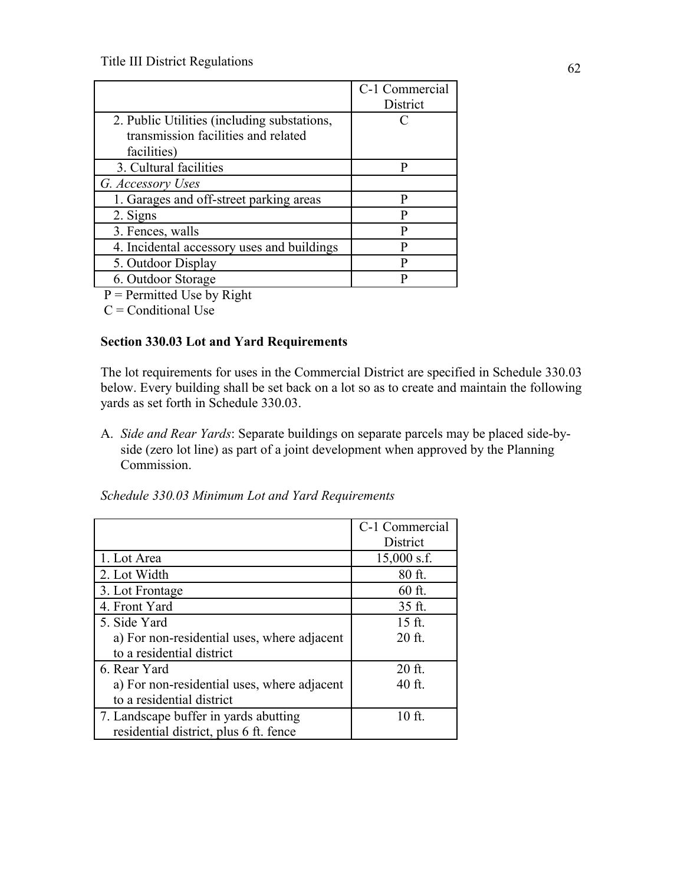| | C-1 Commercial District |
|---|---|
| 2. Public Utilities (including substations, transmission facilities and related facilities) | C |
| 3. Cultural facilities | P |
| *G. Accessory Uses* | |
| 1. Garages and off-street parking areas | P |
| 2. Signs | P |
| 3. Fences, walls | P |
| 4. Incidental accessory uses and buildings | P |
| 5. Outdoor Display | P |
| 6. Outdoor Storage | P |

P = Permitted Use by Right

C = Conditional Use

**Section 330.03 Lot and Yard Requirements**

The lot requirements for uses in the Commercial District are specified in Schedule 330.03 below. Every building shall be set back on a lot so as to create and maintain the following yards as set forth in Schedule 330.03.

A. *Side and Rear Yards*: Separate buildings on separate parcels may be placed side-by-side (zero lot line) as part of a joint development when approved by the Planning Commission.

*Schedule 330.03 Minimum Lot and Yard Requirements*

| | C-1 Commercial District |
|---|---|
| 1. Lot Area | 15,000 s.f. |
| 2. Lot Width | 80 ft. |
| 3. Lot Frontage | 60 ft. |
| 4. Front Yard | 35 ft. |
| 5. Side Yard<br>a) For non-residential uses, where adjacent to a residential district | 15 ft.<br>20 ft. |
| 6. Rear Yard<br>a) For non-residential uses, where adjacent to a residential district | 20 ft.<br>40 ft. |
| 7. Landscape buffer in yards abutting residential district, plus 6 ft. fence | 10 ft. |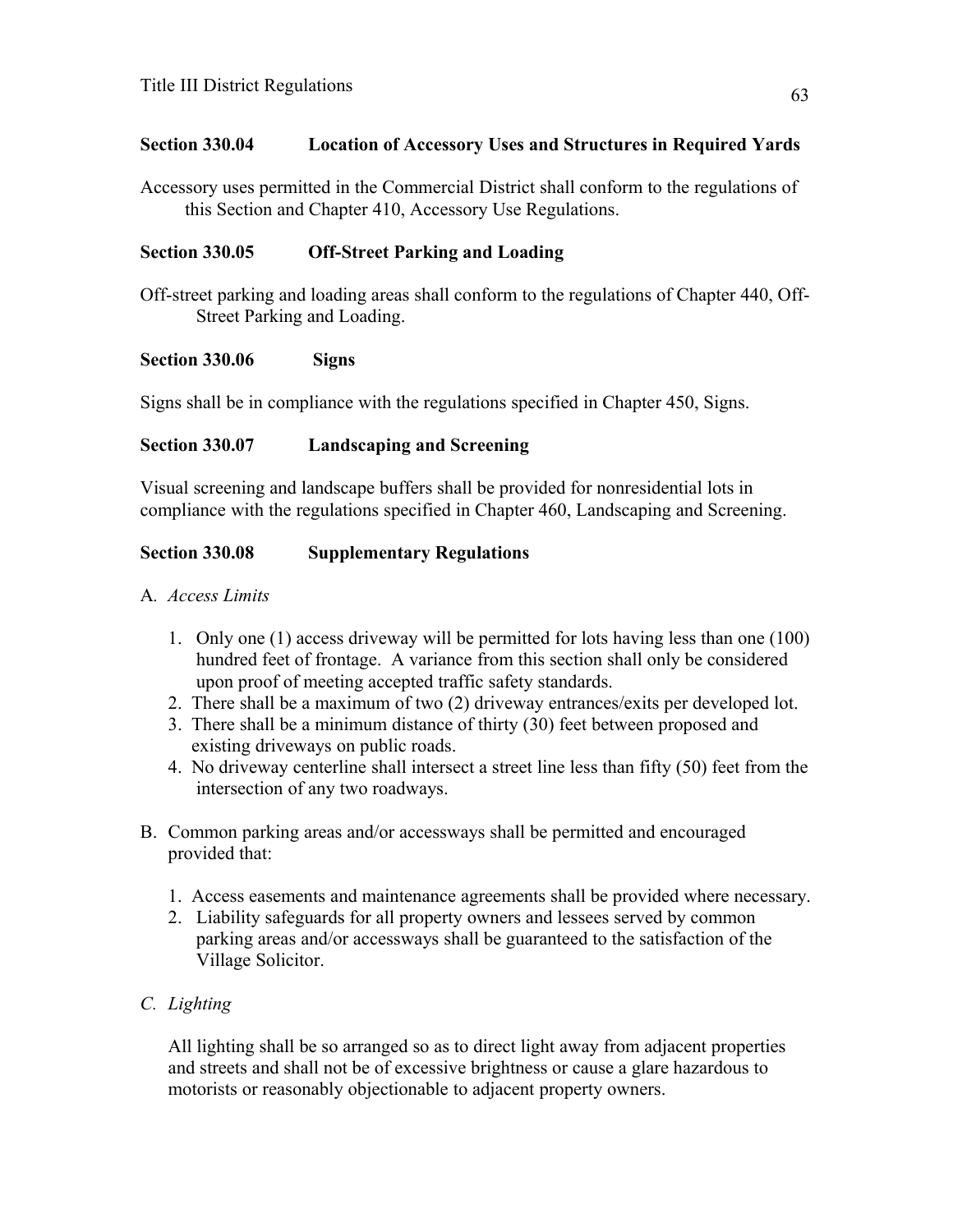### Section 330.04 Location of Accessory Uses and Structures in Required Yards

Accessory uses permitted in the Commercial District shall conform to the regulations of this Section and Chapter 410, Accessory Use Regulations.

### Section 330.05 Off-Street Parking and Loading

Off-street parking and loading areas shall conform to the regulations of Chapter 440, Off-Street Parking and Loading.

### Section 330.06 Signs

Signs shall be in compliance with the regulations specified in Chapter 450, Signs.

### Section 330.07 Landscaping and Screening

Visual screening and landscape buffers shall be provided for nonresidential lots in compliance with the regulations specified in Chapter 460, Landscaping and Screening.

### Section 330.08 Supplementary Regulations

A. *Access Limits*

1. Only one (1) access driveway will be permitted for lots having less than one (100) hundred feet of frontage. A variance from this section shall only be considered upon proof of meeting accepted traffic safety standards.
2. There shall be a maximum of two (2) driveway entrances/exits per developed lot.
3. There shall be a minimum distance of thirty (30) feet between proposed and existing driveways on public roads.
4. No driveway centerline shall intersect a street line less than fifty (50) feet from the intersection of any two roadways.

B. Common parking areas and/or accessways shall be permitted and encouraged provided that:

1. Access easements and maintenance agreements shall be provided where necessary.
2. Liability safeguards for all property owners and lessees served by common parking areas and/or accessways shall be guaranteed to the satisfaction of the Village Solicitor.

C. *Lighting*

All lighting shall be so arranged so as to direct light away from adjacent properties and streets and shall not be of excessive brightness or cause a glare hazardous to motorists or reasonably objectionable to adjacent property owners.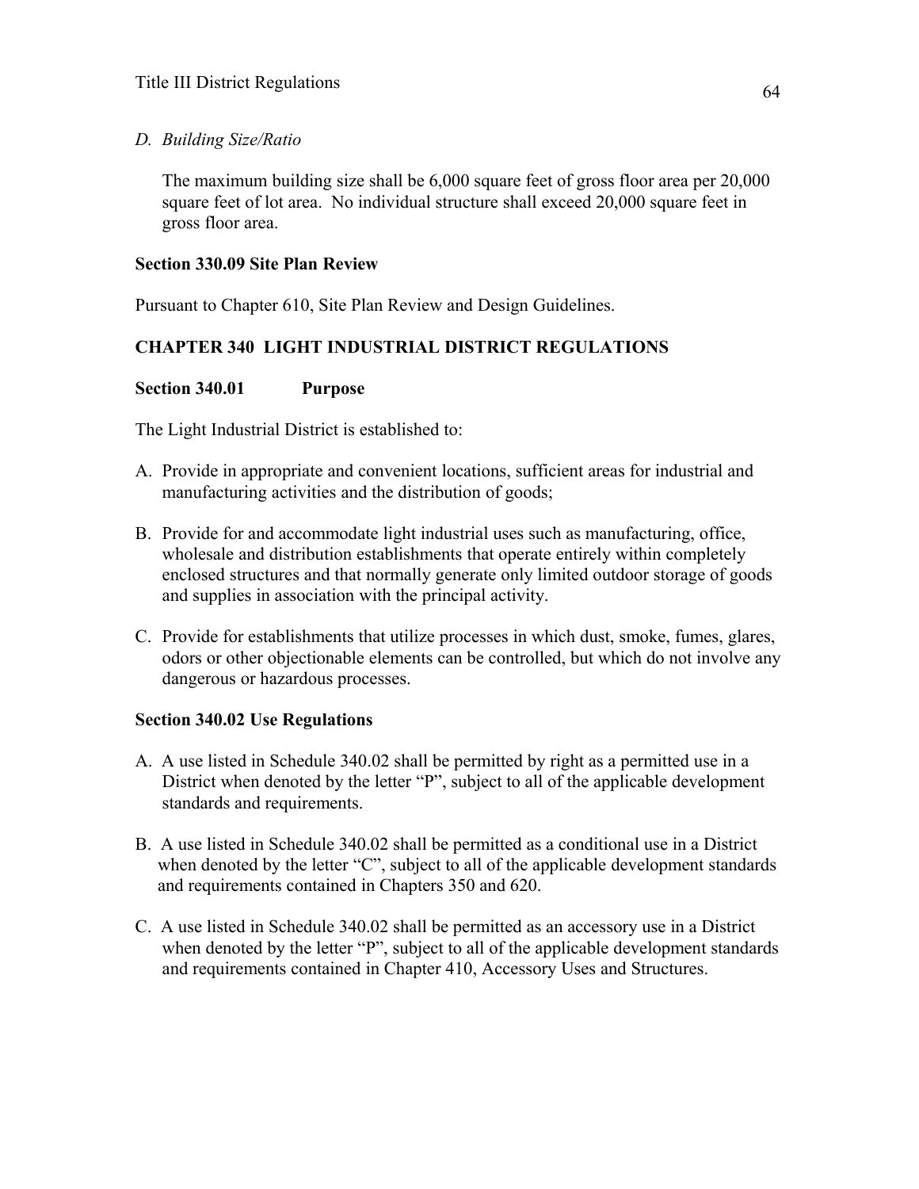*D. Building Size/Ratio*

The maximum building size shall be 6,000 square feet of gross floor area per 20,000 square feet of lot area. No individual structure shall exceed 20,000 square feet in gross floor area.

**Section 330.09 Site Plan Review**

Pursuant to Chapter 610, Site Plan Review and Design Guidelines.

## CHAPTER 340 LIGHT INDUSTRIAL DISTRICT REGULATIONS

**Section 340.01 Purpose**

The Light Industrial District is established to:

A. Provide in appropriate and convenient locations, sufficient areas for industrial and manufacturing activities and the distribution of goods;

B. Provide for and accommodate light industrial uses such as manufacturing, office, wholesale and distribution establishments that operate entirely within completely enclosed structures and that normally generate only limited outdoor storage of goods and supplies in association with the principal activity.

C. Provide for establishments that utilize processes in which dust, smoke, fumes, glares, odors or other objectionable elements can be controlled, but which do not involve any dangerous or hazardous processes.

**Section 340.02 Use Regulations**

A. A use listed in Schedule 340.02 shall be permitted by right as a permitted use in a District when denoted by the letter "P", subject to all of the applicable development standards and requirements.

B. A use listed in Schedule 340.02 shall be permitted as a conditional use in a District when denoted by the letter "C", subject to all of the applicable development standards and requirements contained in Chapters 350 and 620.

C. A use listed in Schedule 340.02 shall be permitted as an accessory use in a District when denoted by the letter "P", subject to all of the applicable development standards and requirements contained in Chapter 410, Accessory Uses and Structures.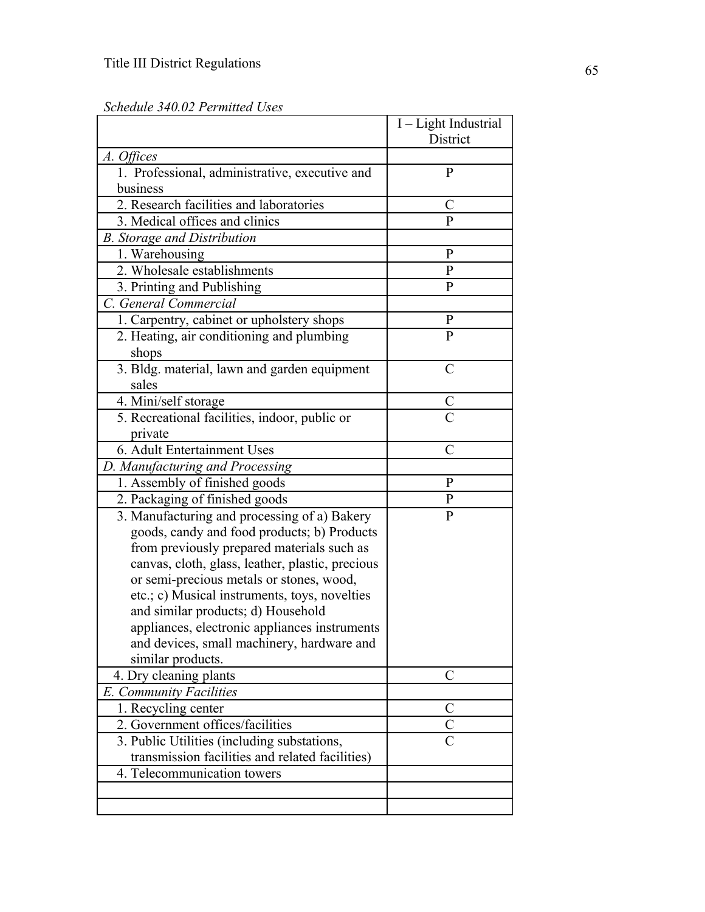*Schedule 340.02 Permitted Uses*

| | I – Light Industrial District |
|---|---|
| *A. Offices* | |
| 1. Professional, administrative, executive and business | P |
| 2. Research facilities and laboratories | C |
| 3. Medical offices and clinics | P |
| *B. Storage and Distribution* | |
| 1. Warehousing | P |
| 2. Wholesale establishments | P |
| 3. Printing and Publishing | P |
| *C. General Commercial* | |
| 1. Carpentry, cabinet or upholstery shops | P |
| 2. Heating, air conditioning and plumbing shops | P |
| 3. Bldg. material, lawn and garden equipment sales | C |
| 4. Mini/self storage | C |
| 5. Recreational facilities, indoor, public or private | C |
| 6. Adult Entertainment Uses | C |
| *D. Manufacturing and Processing* | |
| 1. Assembly of finished goods | P |
| 2. Packaging of finished goods | P |
| 3. Manufacturing and processing of a) Bakery goods, candy and food products; b) Products from previously prepared materials such as canvas, cloth, glass, leather, plastic, precious or semi-precious metals or stones, wood, etc.; c) Musical instruments, toys, novelties and similar products; d) Household appliances, electronic appliances instruments and devices, small machinery, hardware and similar products. | P |
| 4. Dry cleaning plants | C |
| *E. Community Facilities* | |
| 1. Recycling center | C |
| 2. Government offices/facilities | C |
| 3. Public Utilities (including substations, transmission facilities and related facilities) | C |
| 4. Telecommunication towers | |
| | |
| | |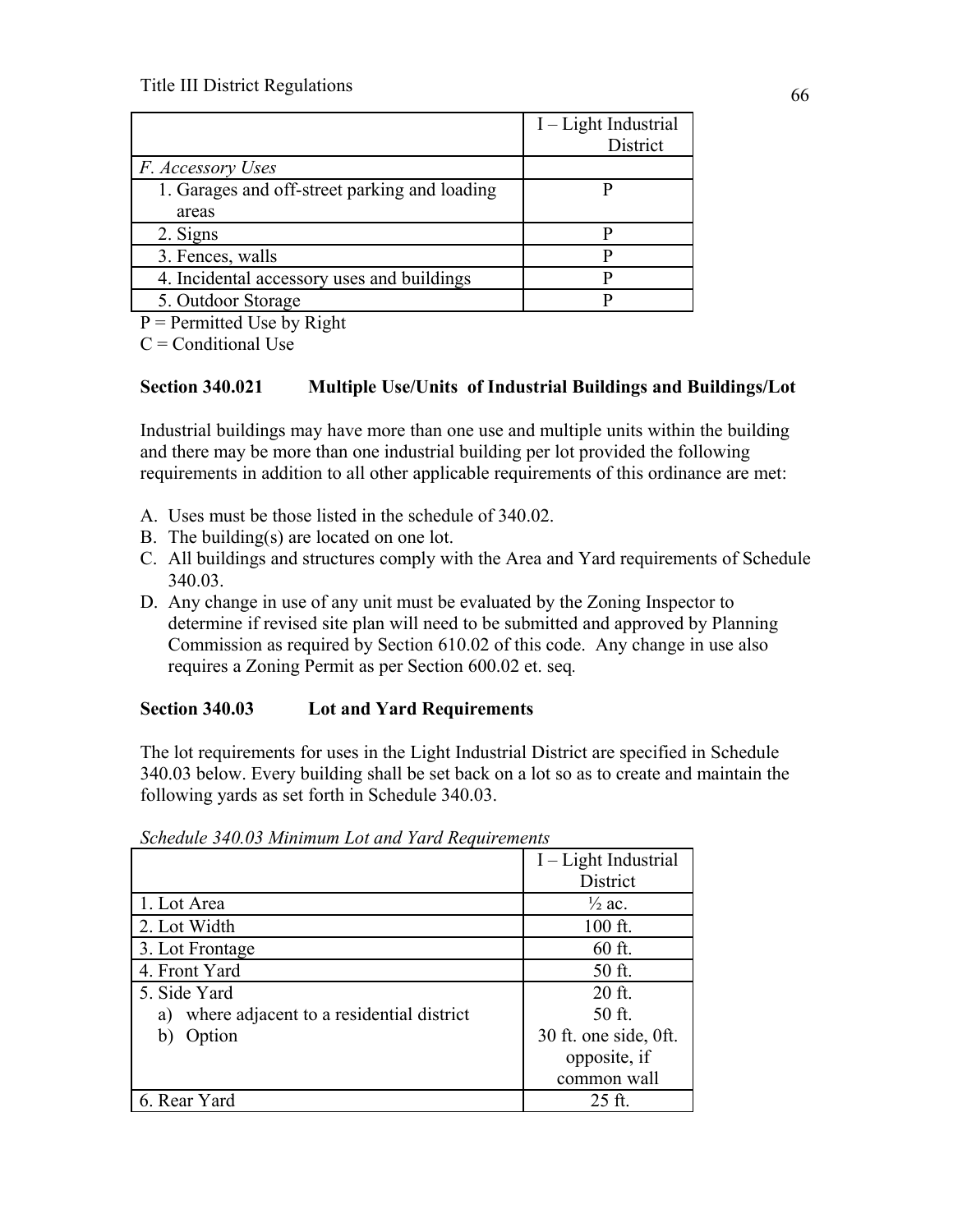| | I – Light Industrial District |
|---|---|
| *F. Accessory Uses* | |
| 1. Garages and off-street parking and loading areas | P |
| 2. Signs | P |
| 3. Fences, walls | P |
| 4. Incidental accessory uses and buildings | P |
| 5. Outdoor Storage | P |

P = Permitted Use by Right

C = Conditional Use

**Section 340.021 Multiple Use/Units of Industrial Buildings and Buildings/Lot**

Industrial buildings may have more than one use and multiple units within the building and there may be more than one industrial building per lot provided the following requirements in addition to all other applicable requirements of this ordinance are met:

A. Uses must be those listed in the schedule of 340.02.
B. The building(s) are located on one lot.
C. All buildings and structures comply with the Area and Yard requirements of Schedule 340.03.
D. Any change in use of any unit must be evaluated by the Zoning Inspector to determine if revised site plan will need to be submitted and approved by Planning Commission as required by Section 610.02 of this code. Any change in use also requires a Zoning Permit as per Section 600.02 et. seq.

**Section 340.03 Lot and Yard Requirements**

The lot requirements for uses in the Light Industrial District are specified in Schedule 340.03 below. Every building shall be set back on a lot so as to create and maintain the following yards as set forth in Schedule 340.03.

*Schedule 340.03 Minimum Lot and Yard Requirements*

| | I – Light Industrial District |
|---|---|
| 1. Lot Area | ½ ac. |
| 2. Lot Width | 100 ft. |
| 3. Lot Frontage | 60 ft. |
| 4. Front Yard | 50 ft. |
| 5. Side Yard | 20 ft. |
| a) where adjacent to a residential district | 50 ft. |
| b) Option | 30 ft. one side, 0ft. opposite, if common wall |
| 6. Rear Yard | 25 ft. |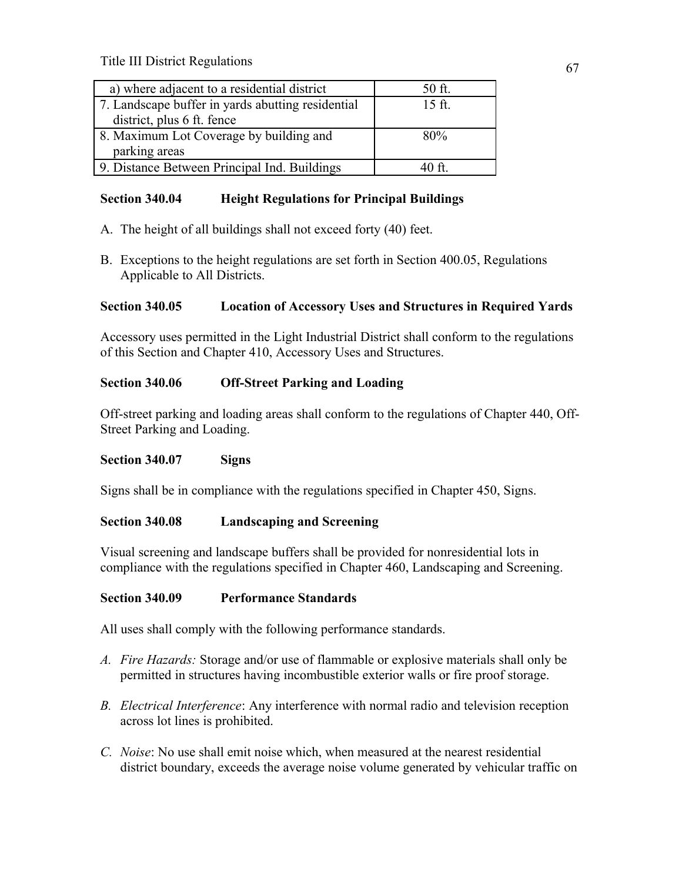| a) where adjacent to a residential district | 50 ft. |
|---|---|
| 7. Landscape buffer in yards abutting residential district, plus 6 ft. fence | 15 ft. |
| 8. Maximum Lot Coverage by building and parking areas | 80% |
| 9. Distance Between Principal Ind. Buildings | 40 ft. |

**Section 340.04 Height Regulations for Principal Buildings**

A. The height of all buildings shall not exceed forty (40) feet.

B. Exceptions to the height regulations are set forth in Section 400.05, Regulations Applicable to All Districts.

**Section 340.05 Location of Accessory Uses and Structures in Required Yards**

Accessory uses permitted in the Light Industrial District shall conform to the regulations of this Section and Chapter 410, Accessory Uses and Structures.

**Section 340.06 Off-Street Parking and Loading**

Off-street parking and loading areas shall conform to the regulations of Chapter 440, Off-Street Parking and Loading.

**Section 340.07 Signs**

Signs shall be in compliance with the regulations specified in Chapter 450, Signs.

**Section 340.08 Landscaping and Screening**

Visual screening and landscape buffers shall be provided for nonresidential lots in compliance with the regulations specified in Chapter 460, Landscaping and Screening.

**Section 340.09 Performance Standards**

All uses shall comply with the following performance standards.

A. *Fire Hazards:* Storage and/or use of flammable or explosive materials shall only be permitted in structures having incombustible exterior walls or fire proof storage.

B. *Electrical Interference*: Any interference with normal radio and television reception across lot lines is prohibited.

C. *Noise*: No use shall emit noise which, when measured at the nearest residential district boundary, exceeds the average noise volume generated by vehicular traffic on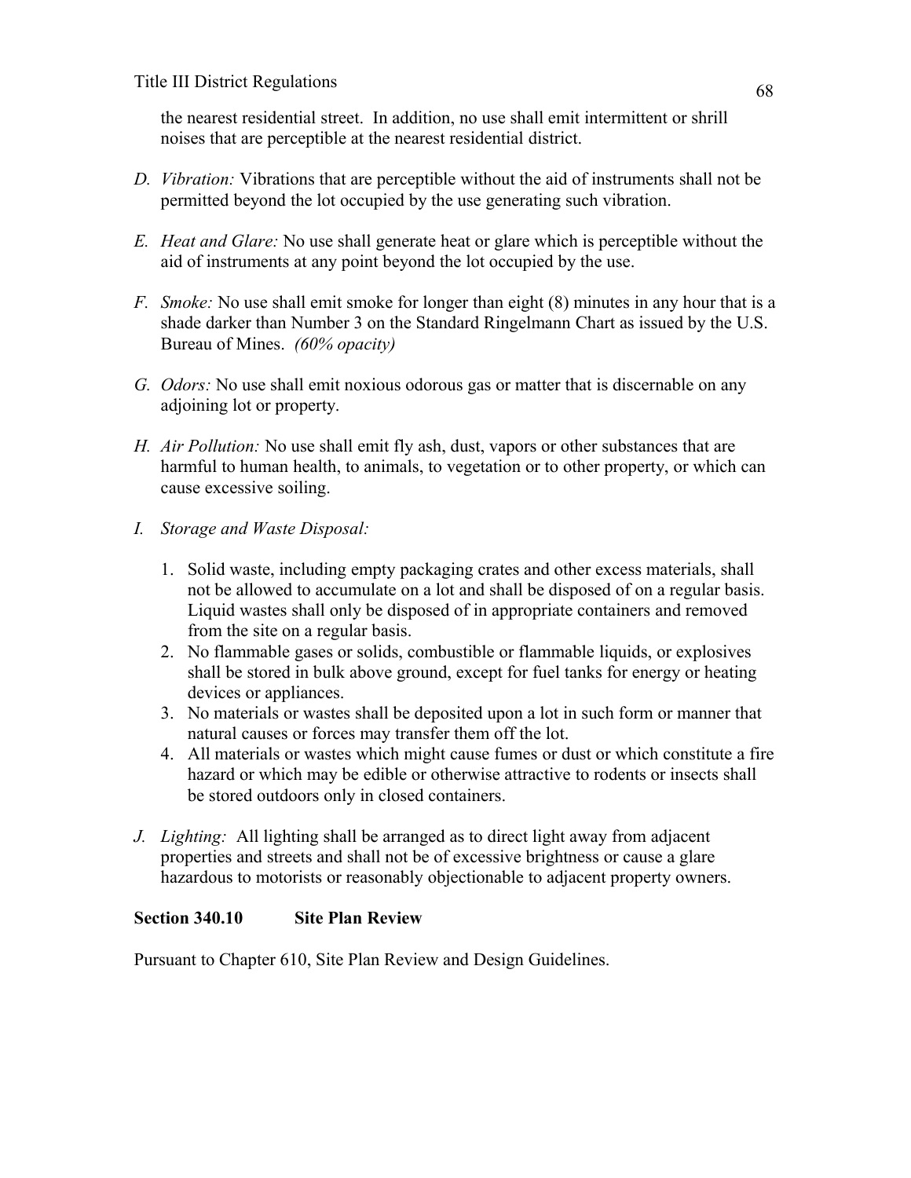the nearest residential street. In addition, no use shall emit intermittent or shrill noises that are perceptible at the nearest residential district.

*D. Vibration:* Vibrations that are perceptible without the aid of instruments shall not be permitted beyond the lot occupied by the use generating such vibration.

*E. Heat and Glare:* No use shall generate heat or glare which is perceptible without the aid of instruments at any point beyond the lot occupied by the use.

*F. Smoke:* No use shall emit smoke for longer than eight (8) minutes in any hour that is a shade darker than Number 3 on the Standard Ringelmann Chart as issued by the U.S. Bureau of Mines. *(60% opacity)*

*G. Odors:* No use shall emit noxious odorous gas or matter that is discernable on any adjoining lot or property.

*H. Air Pollution:* No use shall emit fly ash, dust, vapors or other substances that are harmful to human health, to animals, to vegetation or to other property, or which can cause excessive soiling.

*I. Storage and Waste Disposal:*

1. Solid waste, including empty packaging crates and other excess materials, shall not be allowed to accumulate on a lot and shall be disposed of on a regular basis. Liquid wastes shall only be disposed of in appropriate containers and removed from the site on a regular basis.
2. No flammable gases or solids, combustible or flammable liquids, or explosives shall be stored in bulk above ground, except for fuel tanks for energy or heating devices or appliances.
3. No materials or wastes shall be deposited upon a lot in such form or manner that natural causes or forces may transfer them off the lot.
4. All materials or wastes which might cause fumes or dust or which constitute a fire hazard or which may be edible or otherwise attractive to rodents or insects shall be stored outdoors only in closed containers.

*J. Lighting:* All lighting shall be arranged as to direct light away from adjacent properties and streets and shall not be of excessive brightness or cause a glare hazardous to motorists or reasonably objectionable to adjacent property owners.

**Section 340.10 Site Plan Review**

Pursuant to Chapter 610, Site Plan Review and Design Guidelines.